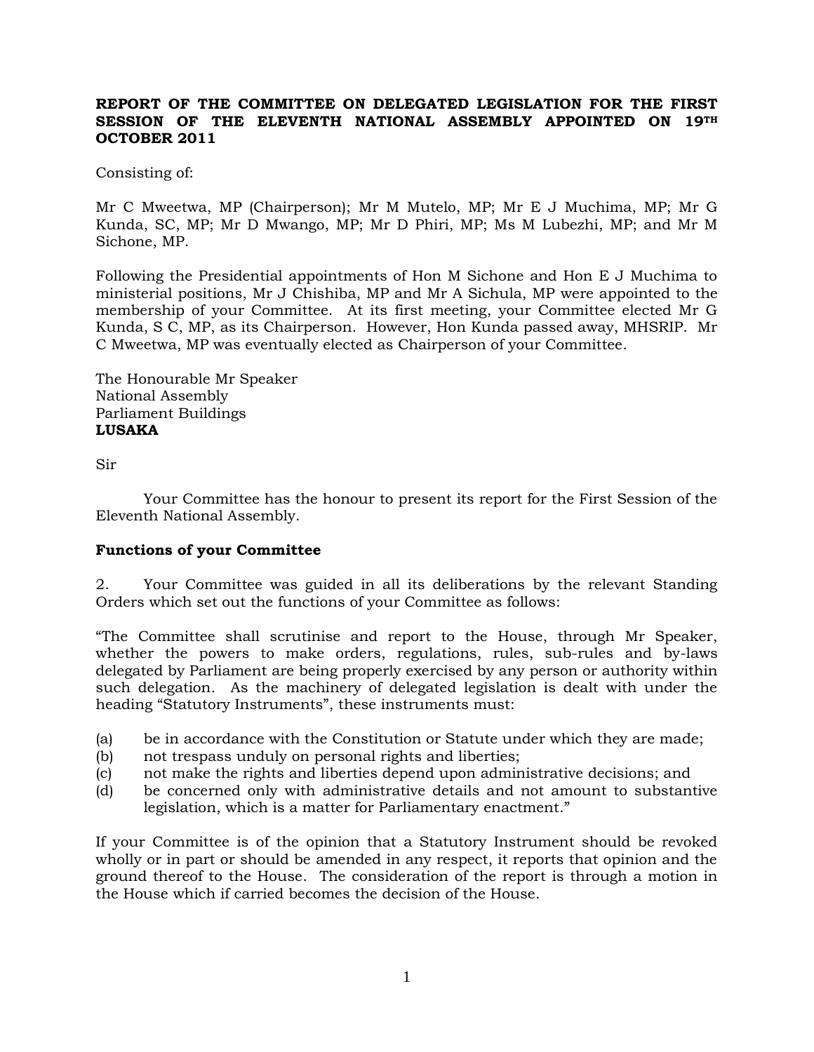**REPORT OF THE COMMITTEE ON DELEGATED LEGISLATION FOR THE FIRST SESSION OF THE ELEVENTH NATIONAL ASSEMBLY APPOINTED ON 19TH OCTOBER 2011**

Consisting of:

Mr C Mweetwa, MP (Chairperson); Mr M Mutelo, MP; Mr E J Muchima, MP; Mr G Kunda, SC, MP; Mr D Mwango, MP; Mr D Phiri, MP; Ms M Lubezhi, MP; and Mr M Sichone, MP.

Following the Presidential appointments of Hon M Sichone and Hon E J Muchima to ministerial positions, Mr J Chishiba, MP and Mr A Sichula, MP were appointed to the membership of your Committee. At its first meeting, your Committee elected Mr G Kunda, S C, MP, as its Chairperson. However, Hon Kunda passed away, MHSRIP. Mr C Mweetwa, MP was eventually elected as Chairperson of your Committee.

The Honourable Mr Speaker
National Assembly
Parliament Buildings
**LUSAKA**

Sir

Your Committee has the honour to present its report for the First Session of the Eleventh National Assembly.

**Functions of your Committee**

2. Your Committee was guided in all its deliberations by the relevant Standing Orders which set out the functions of your Committee as follows:

"The Committee shall scrutinise and report to the House, through Mr Speaker, whether the powers to make orders, regulations, rules, sub-rules and by-laws delegated by Parliament are being properly exercised by any person or authority within such delegation. As the machinery of delegated legislation is dealt with under the heading "Statutory Instruments", these instruments must:

(a) be in accordance with the Constitution or Statute under which they are made;
(b) not trespass unduly on personal rights and liberties;
(c) not make the rights and liberties depend upon administrative decisions; and
(d) be concerned only with administrative details and not amount to substantive legislation, which is a matter for Parliamentary enactment."

If your Committee is of the opinion that a Statutory Instrument should be revoked wholly or in part or should be amended in any respect, it reports that opinion and the ground thereof to the House. The consideration of the report is through a motion in the House which if carried becomes the decision of the House.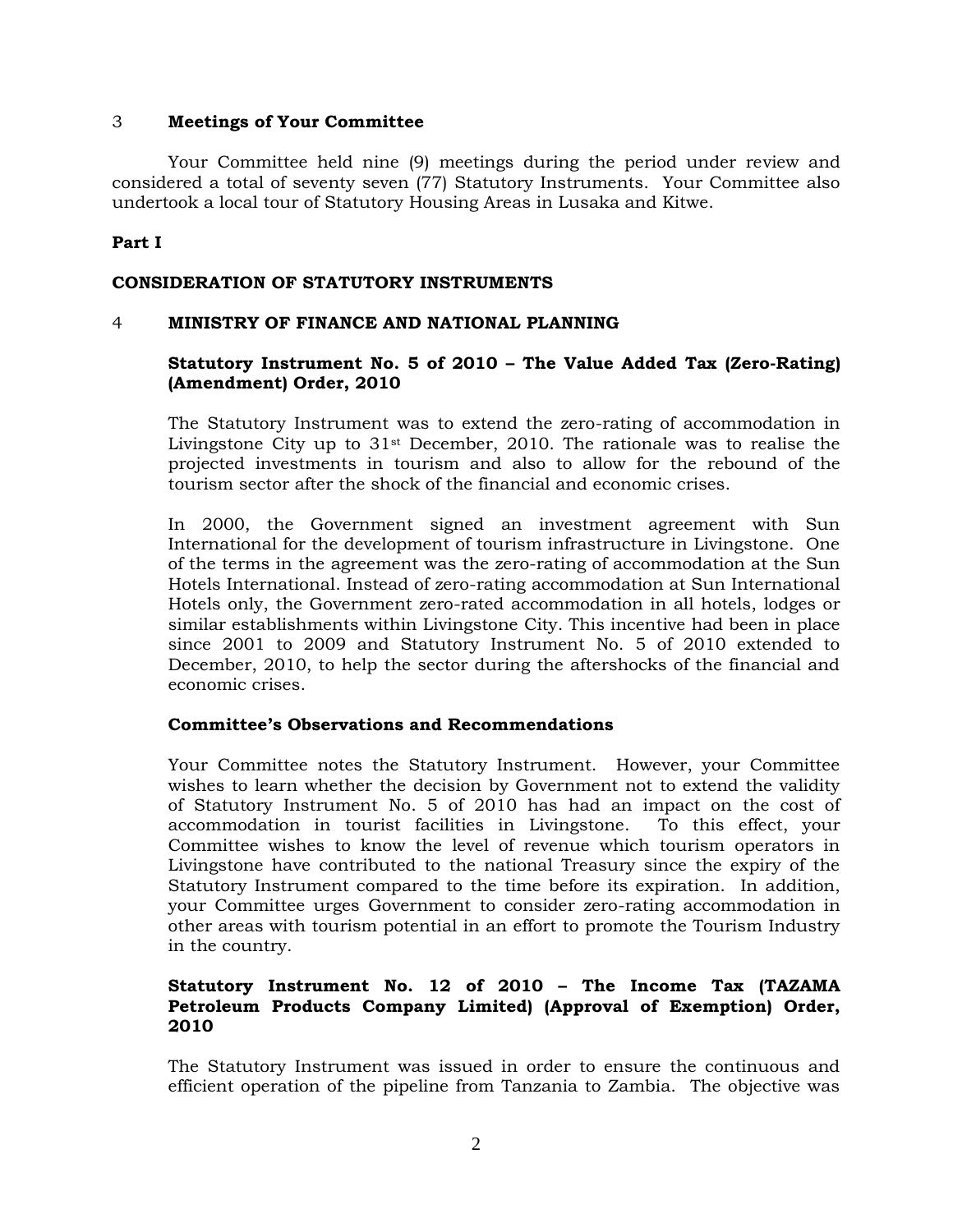## 3 Meetings of Your Committee

Your Committee held nine (9) meetings during the period under review and considered a total of seventy seven (77) Statutory Instruments. Your Committee also undertook a local tour of Statutory Housing Areas in Lusaka and Kitwe.

**Part I**

**CONSIDERATION OF STATUTORY INSTRUMENTS**

## 4 MINISTRY OF FINANCE AND NATIONAL PLANNING

### Statutory Instrument No. 5 of 2010 – The Value Added Tax (Zero-Rating) (Amendment) Order, 2010

The Statutory Instrument was to extend the zero-rating of accommodation in Livingstone City up to 31st December, 2010. The rationale was to realise the projected investments in tourism and also to allow for the rebound of the tourism sector after the shock of the financial and economic crises.

In 2000, the Government signed an investment agreement with Sun International for the development of tourism infrastructure in Livingstone. One of the terms in the agreement was the zero-rating of accommodation at the Sun Hotels International. Instead of zero-rating accommodation at Sun International Hotels only, the Government zero-rated accommodation in all hotels, lodges or similar establishments within Livingstone City. This incentive had been in place since 2001 to 2009 and Statutory Instrument No. 5 of 2010 extended to December, 2010, to help the sector during the aftershocks of the financial and economic crises.

**Committee's Observations and Recommendations**

Your Committee notes the Statutory Instrument. However, your Committee wishes to learn whether the decision by Government not to extend the validity of Statutory Instrument No. 5 of 2010 has had an impact on the cost of accommodation in tourist facilities in Livingstone. To this effect, your Committee wishes to know the level of revenue which tourism operators in Livingstone have contributed to the national Treasury since the expiry of the Statutory Instrument compared to the time before its expiration. In addition, your Committee urges Government to consider zero-rating accommodation in other areas with tourism potential in an effort to promote the Tourism Industry in the country.

### Statutory Instrument No. 12 of 2010 – The Income Tax (TAZAMA Petroleum Products Company Limited) (Approval of Exemption) Order, 2010

The Statutory Instrument was issued in order to ensure the continuous and efficient operation of the pipeline from Tanzania to Zambia. The objective was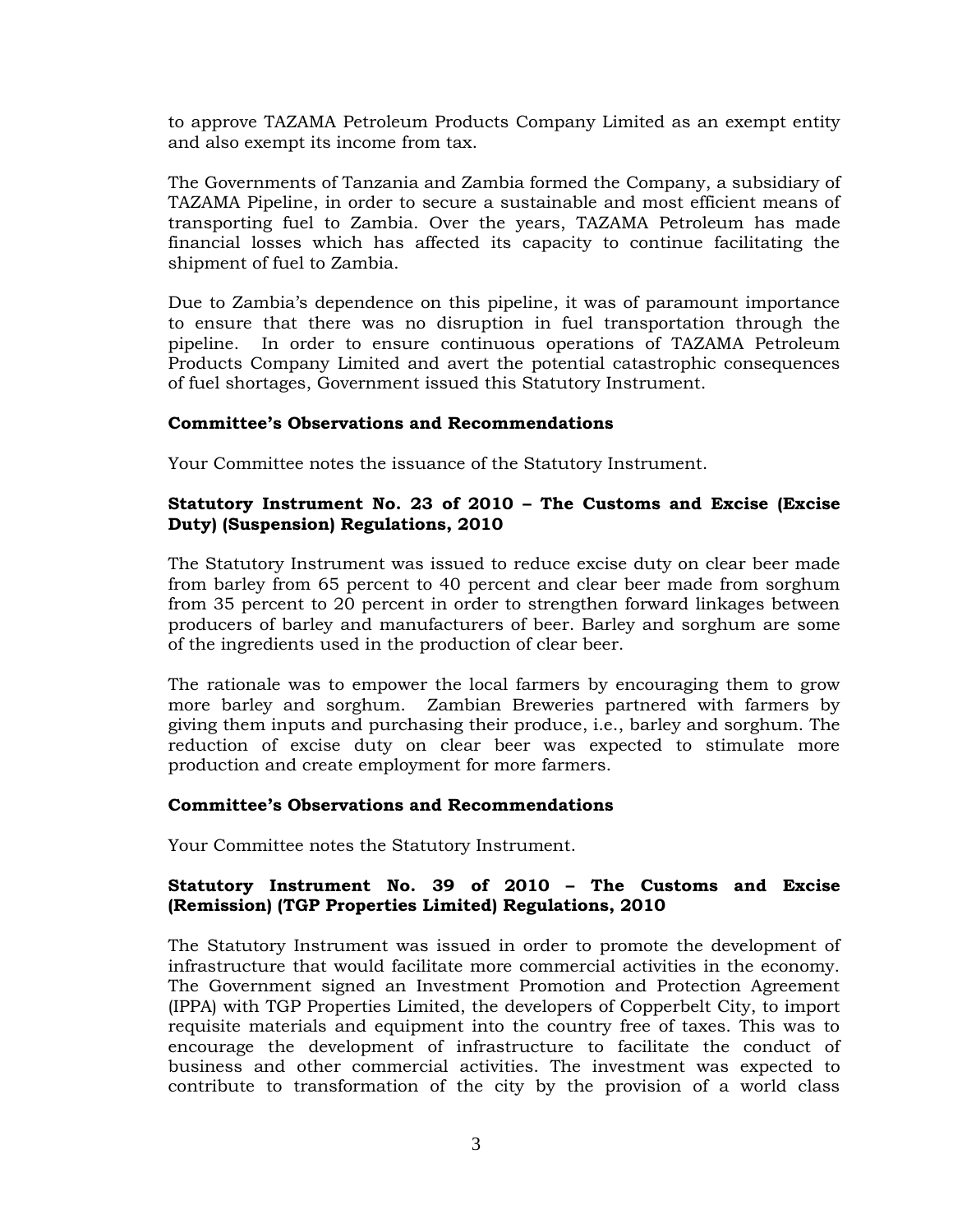to approve TAZAMA Petroleum Products Company Limited as an exempt entity and also exempt its income from tax.

The Governments of Tanzania and Zambia formed the Company, a subsidiary of TAZAMA Pipeline, in order to secure a sustainable and most efficient means of transporting fuel to Zambia. Over the years, TAZAMA Petroleum has made financial losses which has affected its capacity to continue facilitating the shipment of fuel to Zambia.

Due to Zambia's dependence on this pipeline, it was of paramount importance to ensure that there was no disruption in fuel transportation through the pipeline. In order to ensure continuous operations of TAZAMA Petroleum Products Company Limited and avert the potential catastrophic consequences of fuel shortages, Government issued this Statutory Instrument.

**Committee's Observations and Recommendations**

Your Committee notes the issuance of the Statutory Instrument.

**Statutory Instrument No. 23 of 2010 – The Customs and Excise (Excise Duty) (Suspension) Regulations, 2010**

The Statutory Instrument was issued to reduce excise duty on clear beer made from barley from 65 percent to 40 percent and clear beer made from sorghum from 35 percent to 20 percent in order to strengthen forward linkages between producers of barley and manufacturers of beer. Barley and sorghum are some of the ingredients used in the production of clear beer.

The rationale was to empower the local farmers by encouraging them to grow more barley and sorghum. Zambian Breweries partnered with farmers by giving them inputs and purchasing their produce, i.e., barley and sorghum. The reduction of excise duty on clear beer was expected to stimulate more production and create employment for more farmers.

**Committee's Observations and Recommendations**

Your Committee notes the Statutory Instrument.

**Statutory Instrument No. 39 of 2010 – The Customs and Excise (Remission) (TGP Properties Limited) Regulations, 2010**

The Statutory Instrument was issued in order to promote the development of infrastructure that would facilitate more commercial activities in the economy. The Government signed an Investment Promotion and Protection Agreement (IPPA) with TGP Properties Limited, the developers of Copperbelt City, to import requisite materials and equipment into the country free of taxes. This was to encourage the development of infrastructure to facilitate the conduct of business and other commercial activities. The investment was expected to contribute to transformation of the city by the provision of a world class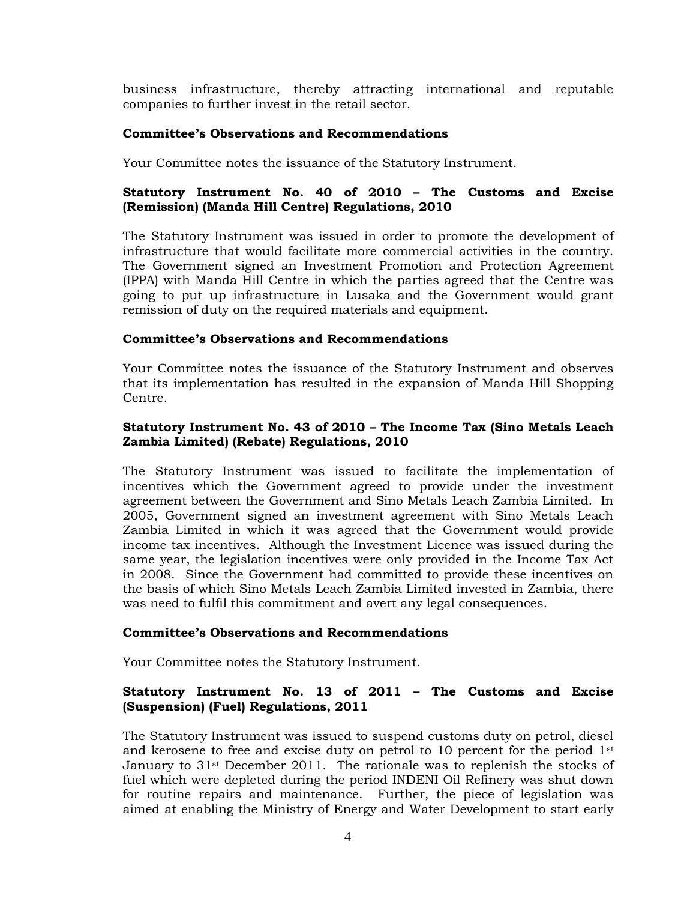business infrastructure, thereby attracting international and reputable companies to further invest in the retail sector.

**Committee's Observations and Recommendations**

Your Committee notes the issuance of the Statutory Instrument.

**Statutory Instrument No. 40 of 2010 – The Customs and Excise (Remission) (Manda Hill Centre) Regulations, 2010**

The Statutory Instrument was issued in order to promote the development of infrastructure that would facilitate more commercial activities in the country. The Government signed an Investment Promotion and Protection Agreement (IPPA) with Manda Hill Centre in which the parties agreed that the Centre was going to put up infrastructure in Lusaka and the Government would grant remission of duty on the required materials and equipment.

**Committee's Observations and Recommendations**

Your Committee notes the issuance of the Statutory Instrument and observes that its implementation has resulted in the expansion of Manda Hill Shopping Centre.

**Statutory Instrument No. 43 of 2010 – The Income Tax (Sino Metals Leach Zambia Limited) (Rebate) Regulations, 2010**

The Statutory Instrument was issued to facilitate the implementation of incentives which the Government agreed to provide under the investment agreement between the Government and Sino Metals Leach Zambia Limited. In 2005, Government signed an investment agreement with Sino Metals Leach Zambia Limited in which it was agreed that the Government would provide income tax incentives. Although the Investment Licence was issued during the same year, the legislation incentives were only provided in the Income Tax Act in 2008. Since the Government had committed to provide these incentives on the basis of which Sino Metals Leach Zambia Limited invested in Zambia, there was need to fulfil this commitment and avert any legal consequences.

**Committee's Observations and Recommendations**

Your Committee notes the Statutory Instrument.

**Statutory Instrument No. 13 of 2011 – The Customs and Excise (Suspension) (Fuel) Regulations, 2011**

The Statutory Instrument was issued to suspend customs duty on petrol, diesel and kerosene to free and excise duty on petrol to 10 percent for the period 1st January to 31st December 2011. The rationale was to replenish the stocks of fuel which were depleted during the period INDENI Oil Refinery was shut down for routine repairs and maintenance. Further, the piece of legislation was aimed at enabling the Ministry of Energy and Water Development to start early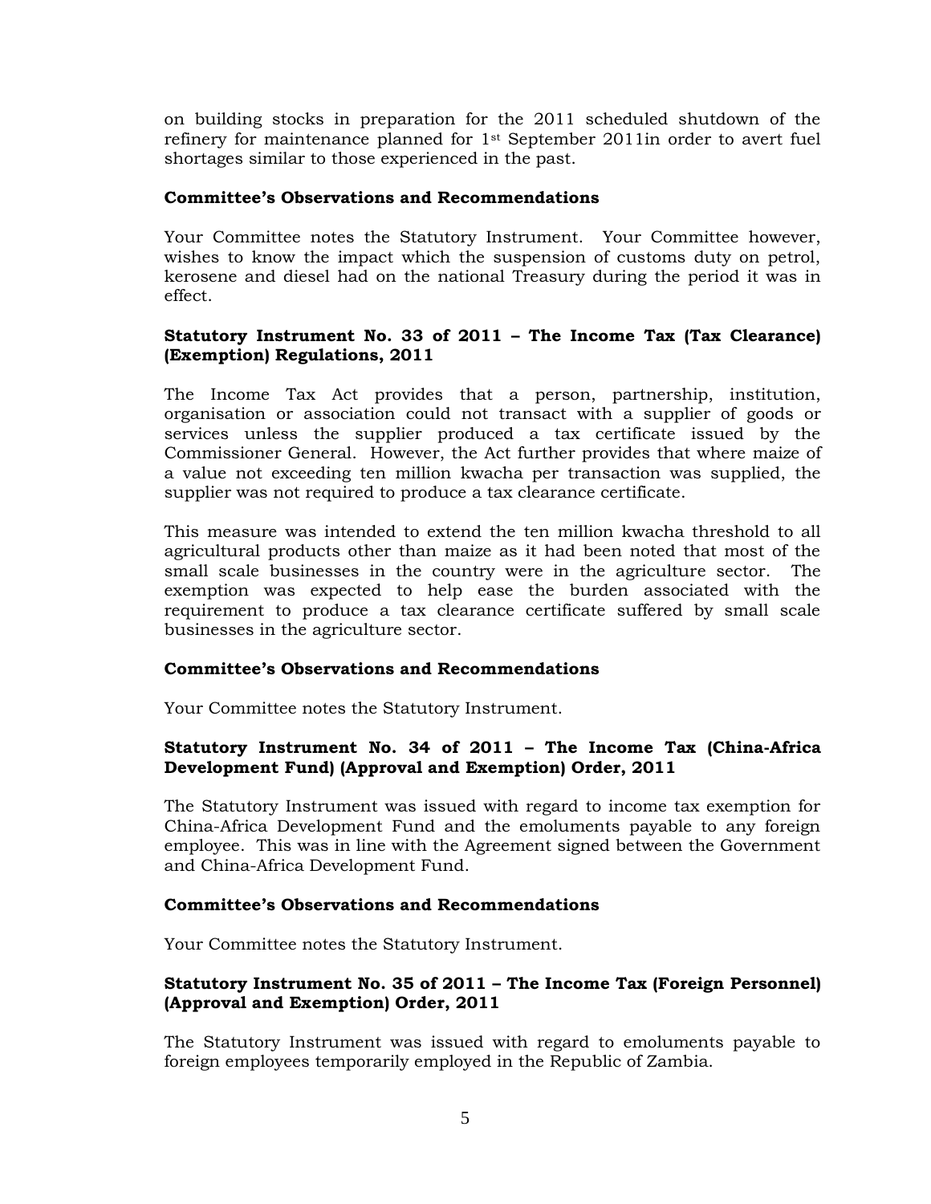on building stocks in preparation for the 2011 scheduled shutdown of the refinery for maintenance planned for 1st September 2011in order to avert fuel shortages similar to those experienced in the past.

**Committee's Observations and Recommendations**

Your Committee notes the Statutory Instrument. Your Committee however, wishes to know the impact which the suspension of customs duty on petrol, kerosene and diesel had on the national Treasury during the period it was in effect.

**Statutory Instrument No. 33 of 2011 – The Income Tax (Tax Clearance) (Exemption) Regulations, 2011**

The Income Tax Act provides that a person, partnership, institution, organisation or association could not transact with a supplier of goods or services unless the supplier produced a tax certificate issued by the Commissioner General. However, the Act further provides that where maize of a value not exceeding ten million kwacha per transaction was supplied, the supplier was not required to produce a tax clearance certificate.

This measure was intended to extend the ten million kwacha threshold to all agricultural products other than maize as it had been noted that most of the small scale businesses in the country were in the agriculture sector. The exemption was expected to help ease the burden associated with the requirement to produce a tax clearance certificate suffered by small scale businesses in the agriculture sector.

**Committee's Observations and Recommendations**

Your Committee notes the Statutory Instrument.

**Statutory Instrument No. 34 of 2011 – The Income Tax (China-Africa Development Fund) (Approval and Exemption) Order, 2011**

The Statutory Instrument was issued with regard to income tax exemption for China-Africa Development Fund and the emoluments payable to any foreign employee. This was in line with the Agreement signed between the Government and China-Africa Development Fund.

**Committee's Observations and Recommendations**

Your Committee notes the Statutory Instrument.

**Statutory Instrument No. 35 of 2011 – The Income Tax (Foreign Personnel) (Approval and Exemption) Order, 2011**

The Statutory Instrument was issued with regard to emoluments payable to foreign employees temporarily employed in the Republic of Zambia.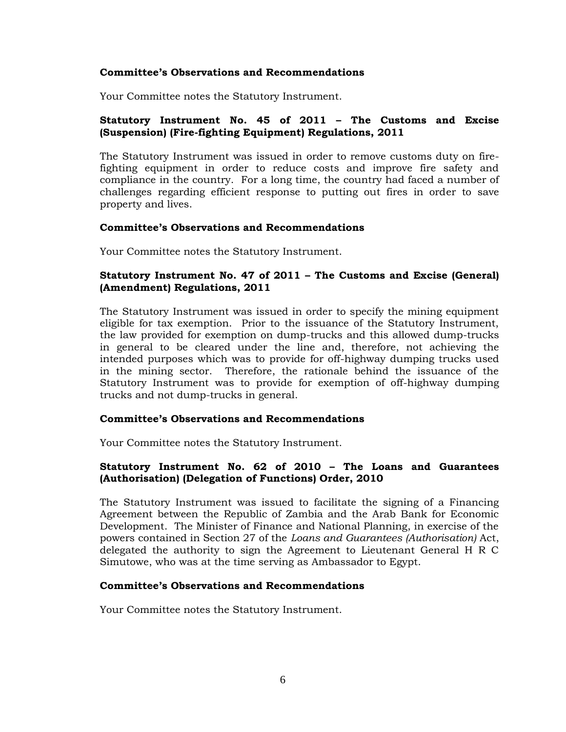**Committee's Observations and Recommendations**

Your Committee notes the Statutory Instrument.

**Statutory Instrument No. 45 of 2011 – The Customs and Excise (Suspension) (Fire-fighting Equipment) Regulations, 2011**

The Statutory Instrument was issued in order to remove customs duty on fire-fighting equipment in order to reduce costs and improve fire safety and compliance in the country. For a long time, the country had faced a number of challenges regarding efficient response to putting out fires in order to save property and lives.

**Committee's Observations and Recommendations**

Your Committee notes the Statutory Instrument.

**Statutory Instrument No. 47 of 2011 – The Customs and Excise (General) (Amendment) Regulations, 2011**

The Statutory Instrument was issued in order to specify the mining equipment eligible for tax exemption. Prior to the issuance of the Statutory Instrument, the law provided for exemption on dump-trucks and this allowed dump-trucks in general to be cleared under the line and, therefore, not achieving the intended purposes which was to provide for off-highway dumping trucks used in the mining sector. Therefore, the rationale behind the issuance of the Statutory Instrument was to provide for exemption of off-highway dumping trucks and not dump-trucks in general.

**Committee's Observations and Recommendations**

Your Committee notes the Statutory Instrument.

**Statutory Instrument No. 62 of 2010 – The Loans and Guarantees (Authorisation) (Delegation of Functions) Order, 2010**

The Statutory Instrument was issued to facilitate the signing of a Financing Agreement between the Republic of Zambia and the Arab Bank for Economic Development. The Minister of Finance and National Planning, in exercise of the powers contained in Section 27 of the *Loans and Guarantees (Authorisation)* Act, delegated the authority to sign the Agreement to Lieutenant General H R C Simutowe, who was at the time serving as Ambassador to Egypt.

**Committee's Observations and Recommendations**

Your Committee notes the Statutory Instrument.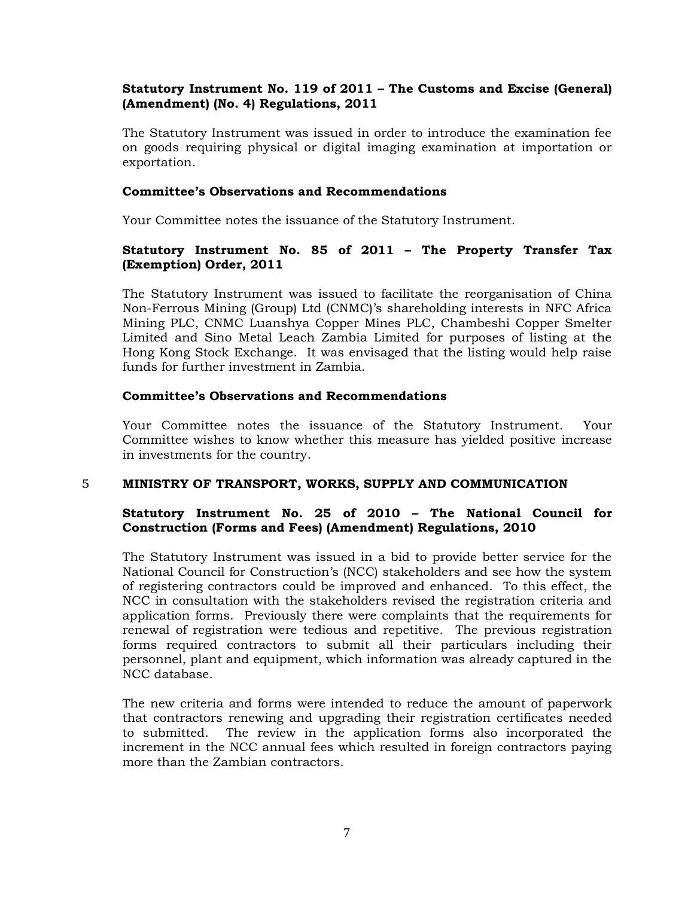**Statutory Instrument No. 119 of 2011 – The Customs and Excise (General) (Amendment) (No. 4) Regulations, 2011**

The Statutory Instrument was issued in order to introduce the examination fee on goods requiring physical or digital imaging examination at importation or exportation.

**Committee's Observations and Recommendations**

Your Committee notes the issuance of the Statutory Instrument.

**Statutory Instrument No. 85 of 2011 – The Property Transfer Tax (Exemption) Order, 2011**

The Statutory Instrument was issued to facilitate the reorganisation of China Non-Ferrous Mining (Group) Ltd (CNMC)'s shareholding interests in NFC Africa Mining PLC, CNMC Luanshya Copper Mines PLC, Chambeshi Copper Smelter Limited and Sino Metal Leach Zambia Limited for purposes of listing at the Hong Kong Stock Exchange. It was envisaged that the listing would help raise funds for further investment in Zambia.

**Committee's Observations and Recommendations**

Your Committee notes the issuance of the Statutory Instrument. Your Committee wishes to know whether this measure has yielded positive increase in investments for the country.

## 5 MINISTRY OF TRANSPORT, WORKS, SUPPLY AND COMMUNICATION

**Statutory Instrument No. 25 of 2010 – The National Council for Construction (Forms and Fees) (Amendment) Regulations, 2010**

The Statutory Instrument was issued in a bid to provide better service for the National Council for Construction's (NCC) stakeholders and see how the system of registering contractors could be improved and enhanced. To this effect, the NCC in consultation with the stakeholders revised the registration criteria and application forms. Previously there were complaints that the requirements for renewal of registration were tedious and repetitive. The previous registration forms required contractors to submit all their particulars including their personnel, plant and equipment, which information was already captured in the NCC database.

The new criteria and forms were intended to reduce the amount of paperwork that contractors renewing and upgrading their registration certificates needed to submitted. The review in the application forms also incorporated the increment in the NCC annual fees which resulted in foreign contractors paying more than the Zambian contractors.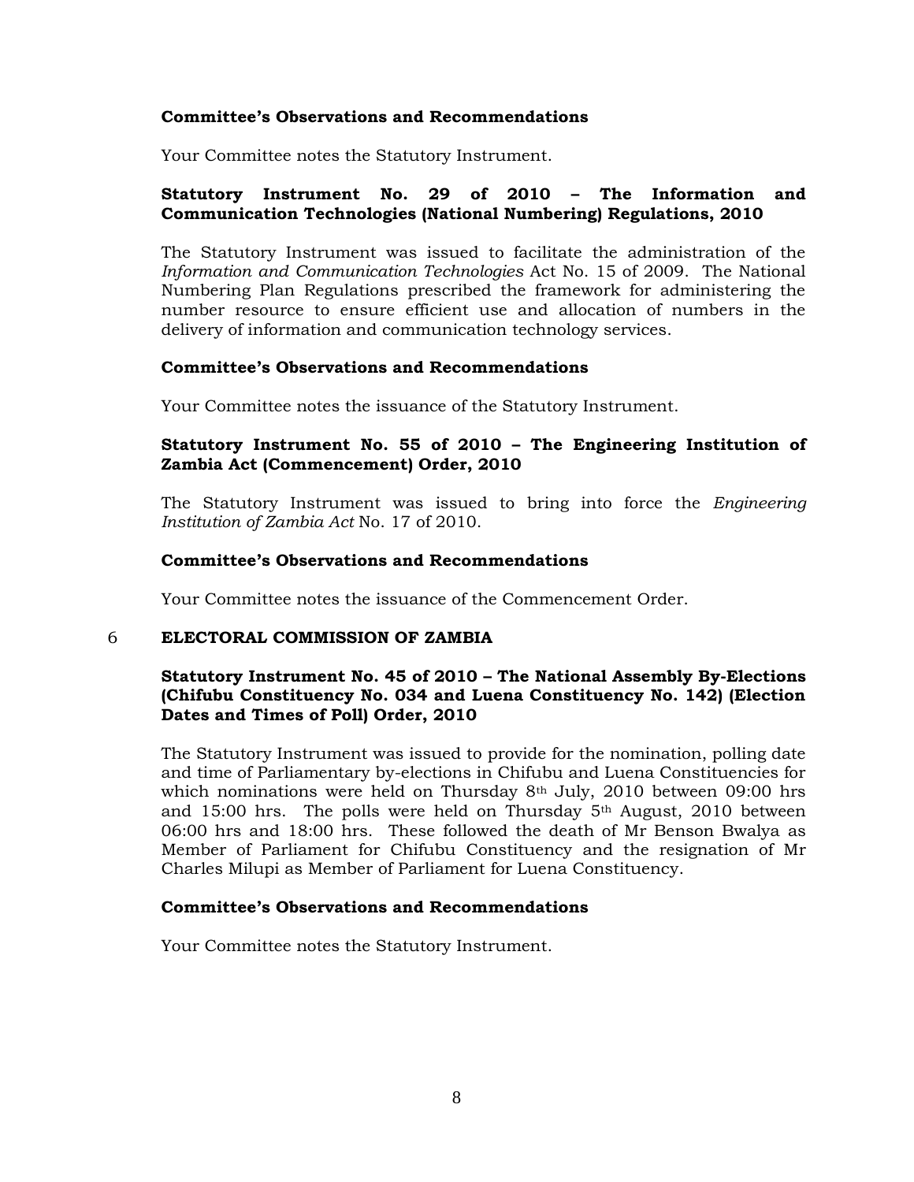**Committee's Observations and Recommendations**

Your Committee notes the Statutory Instrument.

**Statutory Instrument No. 29 of 2010 – The Information and Communication Technologies (National Numbering) Regulations, 2010**

The Statutory Instrument was issued to facilitate the administration of the *Information and Communication Technologies* Act No. 15 of 2009. The National Numbering Plan Regulations prescribed the framework for administering the number resource to ensure efficient use and allocation of numbers in the delivery of information and communication technology services.

**Committee's Observations and Recommendations**

Your Committee notes the issuance of the Statutory Instrument.

**Statutory Instrument No. 55 of 2010 – The Engineering Institution of Zambia Act (Commencement) Order, 2010**

The Statutory Instrument was issued to bring into force the *Engineering Institution of Zambia Act* No. 17 of 2010.

**Committee's Observations and Recommendations**

Your Committee notes the issuance of the Commencement Order.

## 6 ELECTORAL COMMISSION OF ZAMBIA

**Statutory Instrument No. 45 of 2010 – The National Assembly By-Elections (Chifubu Constituency No. 034 and Luena Constituency No. 142) (Election Dates and Times of Poll) Order, 2010**

The Statutory Instrument was issued to provide for the nomination, polling date and time of Parliamentary by-elections in Chifubu and Luena Constituencies for which nominations were held on Thursday 8th July, 2010 between 09:00 hrs and 15:00 hrs. The polls were held on Thursday 5th August, 2010 between 06:00 hrs and 18:00 hrs. These followed the death of Mr Benson Bwalya as Member of Parliament for Chifubu Constituency and the resignation of Mr Charles Milupi as Member of Parliament for Luena Constituency.

**Committee's Observations and Recommendations**

Your Committee notes the Statutory Instrument.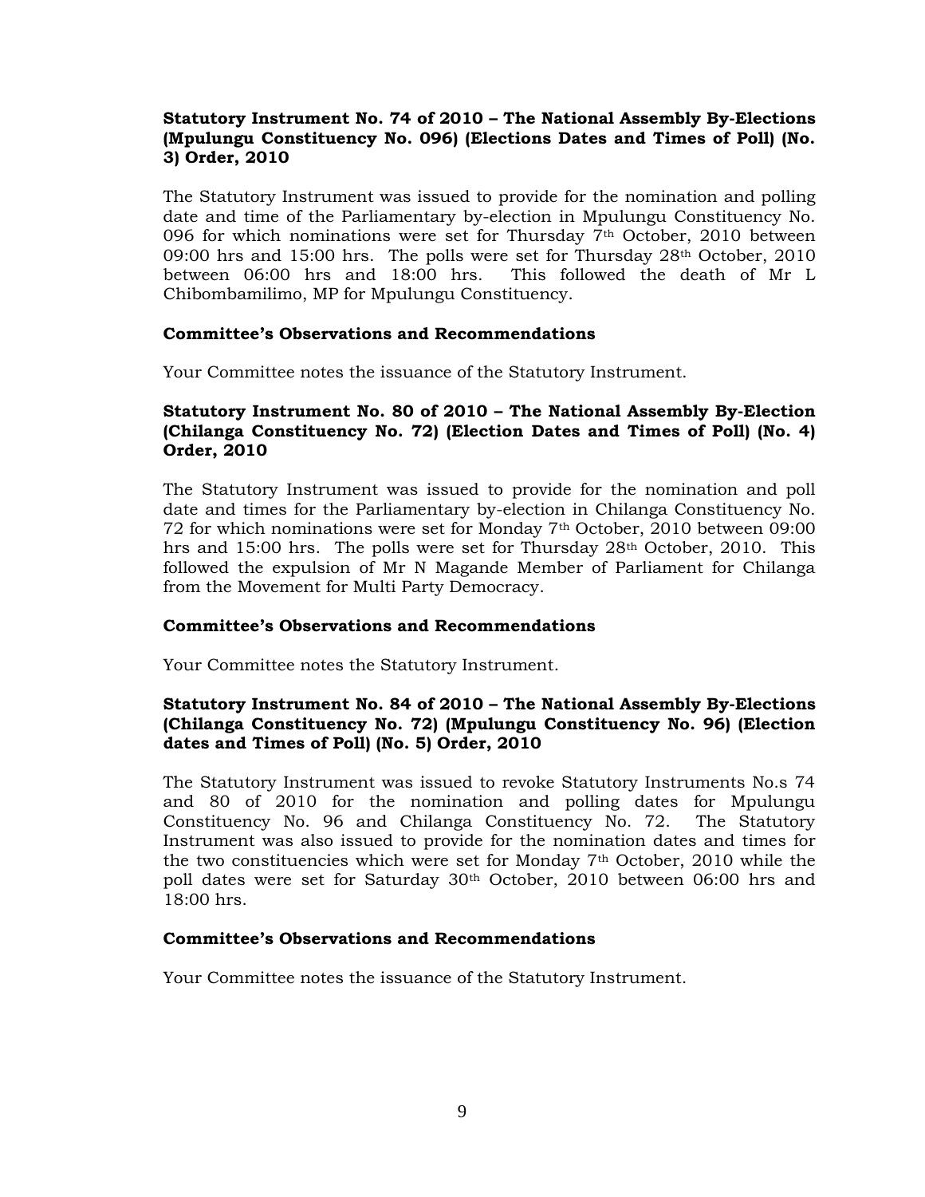**Statutory Instrument No. 74 of 2010 – The National Assembly By-Elections (Mpulungu Constituency No. 096) (Elections Dates and Times of Poll) (No. 3) Order, 2010**

The Statutory Instrument was issued to provide for the nomination and polling date and time of the Parliamentary by-election in Mpulungu Constituency No. 096 for which nominations were set for Thursday 7th October, 2010 between 09:00 hrs and 15:00 hrs. The polls were set for Thursday 28th October, 2010 between 06:00 hrs and 18:00 hrs. This followed the death of Mr L Chibombamilimo, MP for Mpulungu Constituency.

**Committee's Observations and Recommendations**

Your Committee notes the issuance of the Statutory Instrument.

**Statutory Instrument No. 80 of 2010 – The National Assembly By-Election (Chilanga Constituency No. 72) (Election Dates and Times of Poll) (No. 4) Order, 2010**

The Statutory Instrument was issued to provide for the nomination and poll date and times for the Parliamentary by-election in Chilanga Constituency No. 72 for which nominations were set for Monday 7th October, 2010 between 09:00 hrs and 15:00 hrs. The polls were set for Thursday 28th October, 2010. This followed the expulsion of Mr N Magande Member of Parliament for Chilanga from the Movement for Multi Party Democracy.

**Committee's Observations and Recommendations**

Your Committee notes the Statutory Instrument.

**Statutory Instrument No. 84 of 2010 – The National Assembly By-Elections (Chilanga Constituency No. 72) (Mpulungu Constituency No. 96) (Election dates and Times of Poll) (No. 5) Order, 2010**

The Statutory Instrument was issued to revoke Statutory Instruments No.s 74 and 80 of 2010 for the nomination and polling dates for Mpulungu Constituency No. 96 and Chilanga Constituency No. 72. The Statutory Instrument was also issued to provide for the nomination dates and times for the two constituencies which were set for Monday 7th October, 2010 while the poll dates were set for Saturday 30th October, 2010 between 06:00 hrs and 18:00 hrs.

**Committee's Observations and Recommendations**

Your Committee notes the issuance of the Statutory Instrument.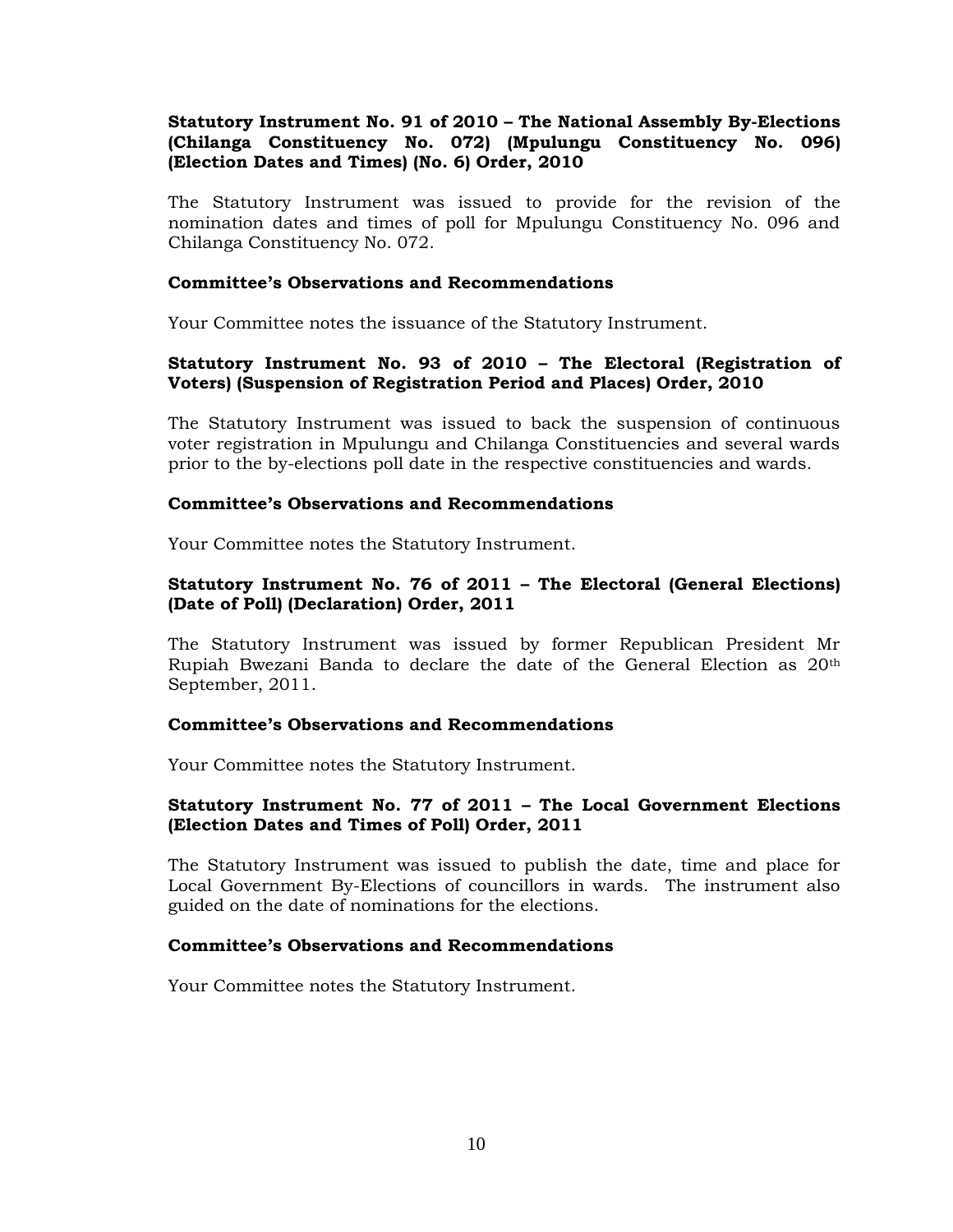**Statutory Instrument No. 91 of 2010 – The National Assembly By-Elections (Chilanga Constituency No. 072) (Mpulungu Constituency No. 096) (Election Dates and Times) (No. 6) Order, 2010**

The Statutory Instrument was issued to provide for the revision of the nomination dates and times of poll for Mpulungu Constituency No. 096 and Chilanga Constituency No. 072.

**Committee's Observations and Recommendations**

Your Committee notes the issuance of the Statutory Instrument.

**Statutory Instrument No. 93 of 2010 – The Electoral (Registration of Voters) (Suspension of Registration Period and Places) Order, 2010**

The Statutory Instrument was issued to back the suspension of continuous voter registration in Mpulungu and Chilanga Constituencies and several wards prior to the by-elections poll date in the respective constituencies and wards.

**Committee's Observations and Recommendations**

Your Committee notes the Statutory Instrument.

**Statutory Instrument No. 76 of 2011 – The Electoral (General Elections) (Date of Poll) (Declaration) Order, 2011**

The Statutory Instrument was issued by former Republican President Mr Rupiah Bwezani Banda to declare the date of the General Election as 20th September, 2011.

**Committee's Observations and Recommendations**

Your Committee notes the Statutory Instrument.

**Statutory Instrument No. 77 of 2011 – The Local Government Elections (Election Dates and Times of Poll) Order, 2011**

The Statutory Instrument was issued to publish the date, time and place for Local Government By-Elections of councillors in wards. The instrument also guided on the date of nominations for the elections.

**Committee's Observations and Recommendations**

Your Committee notes the Statutory Instrument.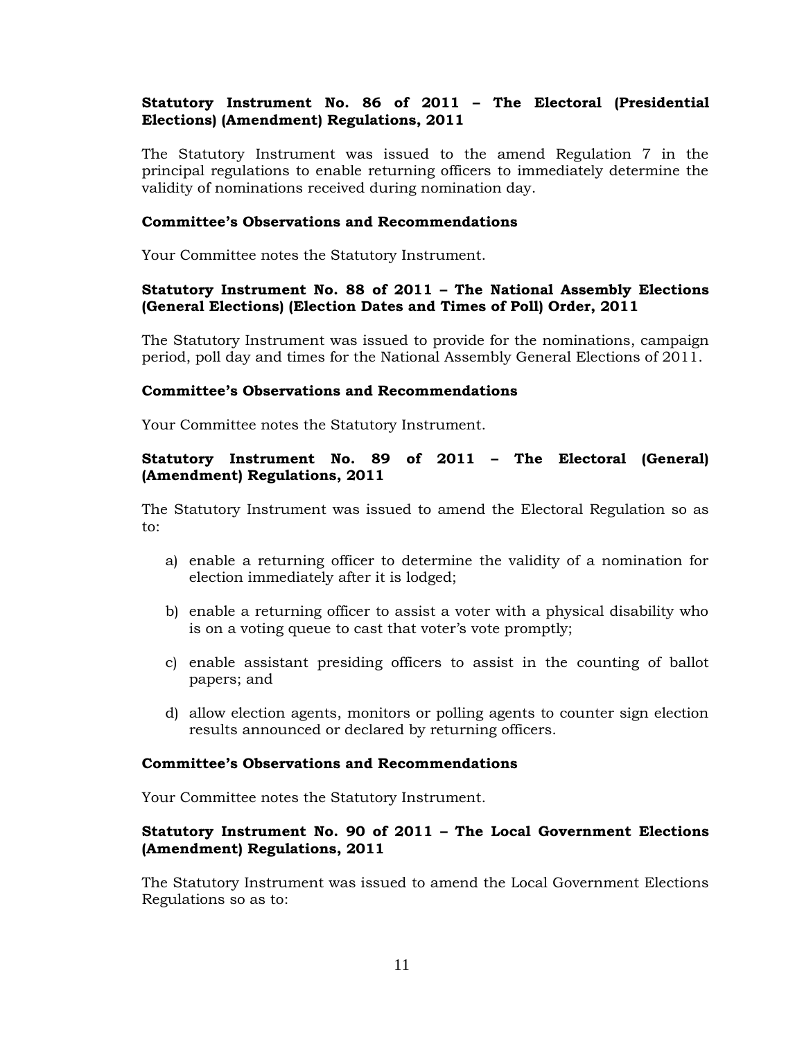**Statutory Instrument No. 86 of 2011 – The Electoral (Presidential Elections) (Amendment) Regulations, 2011**

The Statutory Instrument was issued to the amend Regulation 7 in the principal regulations to enable returning officers to immediately determine the validity of nominations received during nomination day.

**Committee's Observations and Recommendations**

Your Committee notes the Statutory Instrument.

**Statutory Instrument No. 88 of 2011 – The National Assembly Elections (General Elections) (Election Dates and Times of Poll) Order, 2011**

The Statutory Instrument was issued to provide for the nominations, campaign period, poll day and times for the National Assembly General Elections of 2011.

**Committee's Observations and Recommendations**

Your Committee notes the Statutory Instrument.

**Statutory Instrument No. 89 of 2011 – The Electoral (General) (Amendment) Regulations, 2011**

The Statutory Instrument was issued to amend the Electoral Regulation so as to:

a) enable a returning officer to determine the validity of a nomination for election immediately after it is lodged;

b) enable a returning officer to assist a voter with a physical disability who is on a voting queue to cast that voter's vote promptly;

c) enable assistant presiding officers to assist in the counting of ballot papers; and

d) allow election agents, monitors or polling agents to counter sign election results announced or declared by returning officers.

**Committee's Observations and Recommendations**

Your Committee notes the Statutory Instrument.

**Statutory Instrument No. 90 of 2011 – The Local Government Elections (Amendment) Regulations, 2011**

The Statutory Instrument was issued to amend the Local Government Elections Regulations so as to: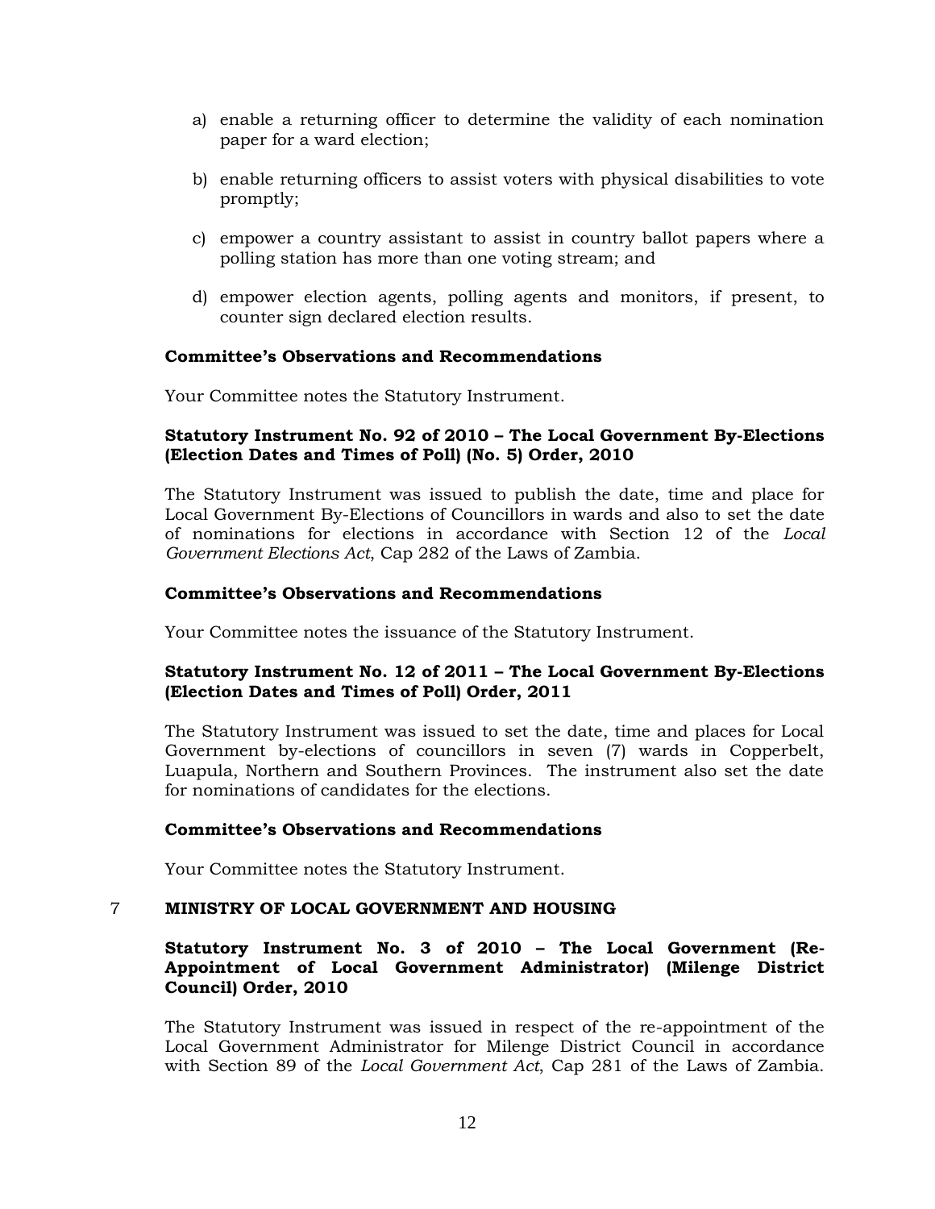a) enable a returning officer to determine the validity of each nomination paper for a ward election;

b) enable returning officers to assist voters with physical disabilities to vote promptly;

c) empower a country assistant to assist in country ballot papers where a polling station has more than one voting stream; and

d) empower election agents, polling agents and monitors, if present, to counter sign declared election results.

**Committee's Observations and Recommendations**

Your Committee notes the Statutory Instrument.

**Statutory Instrument No. 92 of 2010 – The Local Government By-Elections (Election Dates and Times of Poll) (No. 5) Order, 2010**

The Statutory Instrument was issued to publish the date, time and place for Local Government By-Elections of Councillors in wards and also to set the date of nominations for elections in accordance with Section 12 of the *Local Government Elections Act*, Cap 282 of the Laws of Zambia.

**Committee's Observations and Recommendations**

Your Committee notes the issuance of the Statutory Instrument.

**Statutory Instrument No. 12 of 2011 – The Local Government By-Elections (Election Dates and Times of Poll) Order, 2011**

The Statutory Instrument was issued to set the date, time and places for Local Government by-elections of councillors in seven (7) wards in Copperbelt, Luapula, Northern and Southern Provinces. The instrument also set the date for nominations of candidates for the elections.

**Committee's Observations and Recommendations**

Your Committee notes the Statutory Instrument.

## 7 MINISTRY OF LOCAL GOVERNMENT AND HOUSING

**Statutory Instrument No. 3 of 2010 – The Local Government (Re-Appointment of Local Government Administrator) (Milenge District Council) Order, 2010**

The Statutory Instrument was issued in respect of the re-appointment of the Local Government Administrator for Milenge District Council in accordance with Section 89 of the *Local Government Act*, Cap 281 of the Laws of Zambia.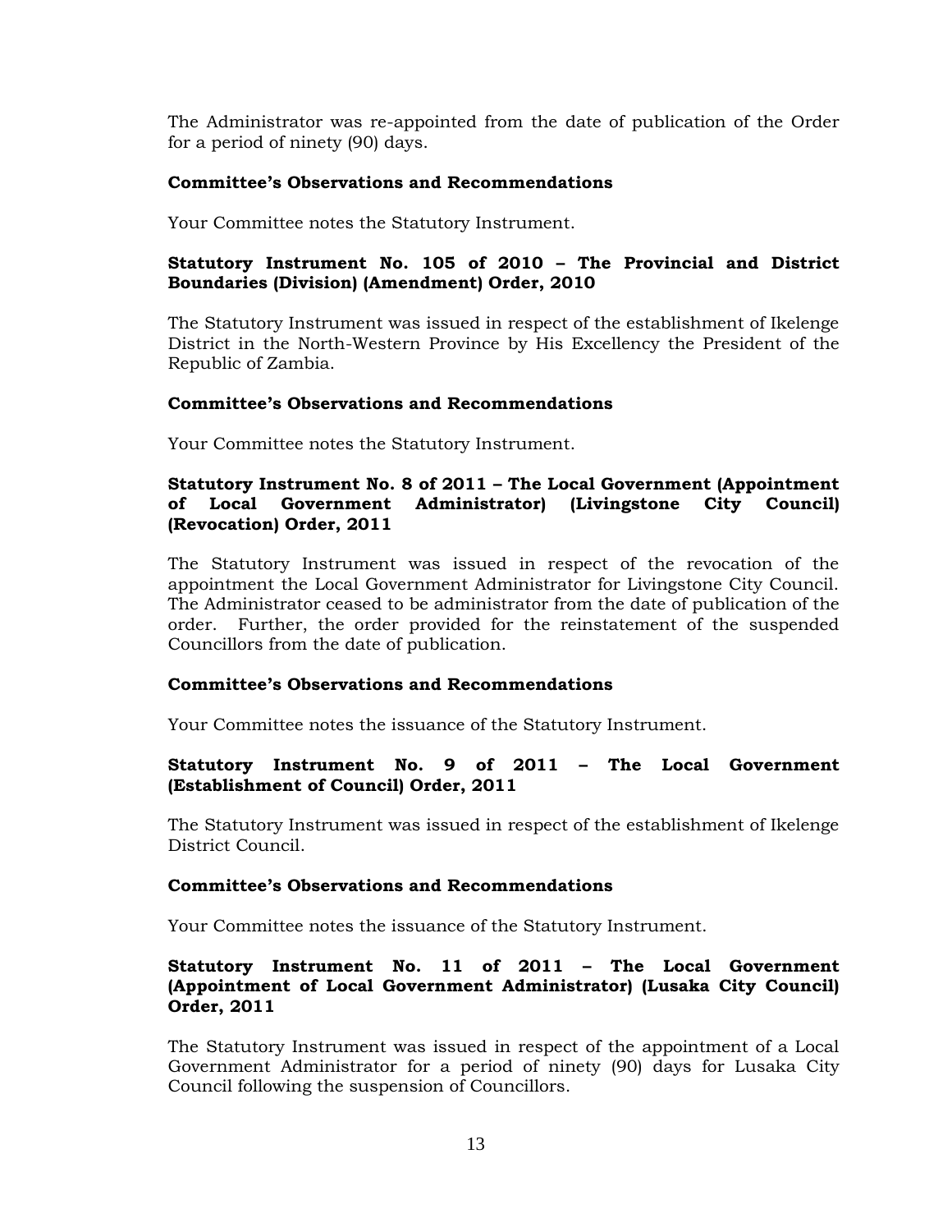The Administrator was re-appointed from the date of publication of the Order for a period of ninety (90) days.

**Committee's Observations and Recommendations**

Your Committee notes the Statutory Instrument.

**Statutory Instrument No. 105 of 2010 – The Provincial and District Boundaries (Division) (Amendment) Order, 2010**

The Statutory Instrument was issued in respect of the establishment of Ikelenge District in the North-Western Province by His Excellency the President of the Republic of Zambia.

**Committee's Observations and Recommendations**

Your Committee notes the Statutory Instrument.

**Statutory Instrument No. 8 of 2011 – The Local Government (Appointment of Local Government Administrator) (Livingstone City Council) (Revocation) Order, 2011**

The Statutory Instrument was issued in respect of the revocation of the appointment the Local Government Administrator for Livingstone City Council. The Administrator ceased to be administrator from the date of publication of the order. Further, the order provided for the reinstatement of the suspended Councillors from the date of publication.

**Committee's Observations and Recommendations**

Your Committee notes the issuance of the Statutory Instrument.

**Statutory Instrument No. 9 of 2011 – The Local Government (Establishment of Council) Order, 2011**

The Statutory Instrument was issued in respect of the establishment of Ikelenge District Council.

**Committee's Observations and Recommendations**

Your Committee notes the issuance of the Statutory Instrument.

**Statutory Instrument No. 11 of 2011 – The Local Government (Appointment of Local Government Administrator) (Lusaka City Council) Order, 2011**

The Statutory Instrument was issued in respect of the appointment of a Local Government Administrator for a period of ninety (90) days for Lusaka City Council following the suspension of Councillors.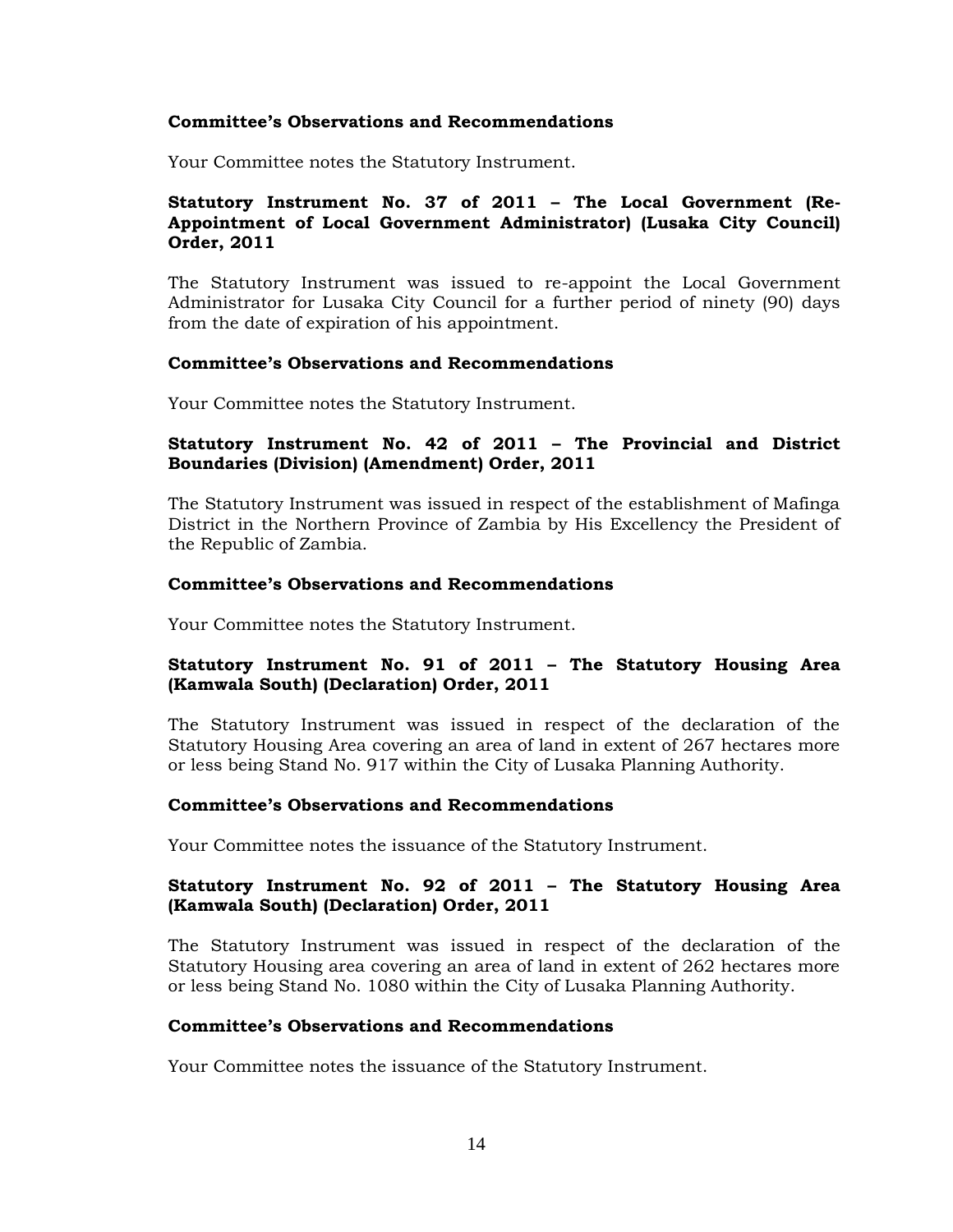**Committee's Observations and Recommendations**

Your Committee notes the Statutory Instrument.

**Statutory Instrument No. 37 of 2011 – The Local Government (Re-Appointment of Local Government Administrator) (Lusaka City Council) Order, 2011**

The Statutory Instrument was issued to re-appoint the Local Government Administrator for Lusaka City Council for a further period of ninety (90) days from the date of expiration of his appointment.

**Committee's Observations and Recommendations**

Your Committee notes the Statutory Instrument.

**Statutory Instrument No. 42 of 2011 – The Provincial and District Boundaries (Division) (Amendment) Order, 2011**

The Statutory Instrument was issued in respect of the establishment of Mafinga District in the Northern Province of Zambia by His Excellency the President of the Republic of Zambia.

**Committee's Observations and Recommendations**

Your Committee notes the Statutory Instrument.

**Statutory Instrument No. 91 of 2011 – The Statutory Housing Area (Kamwala South) (Declaration) Order, 2011**

The Statutory Instrument was issued in respect of the declaration of the Statutory Housing Area covering an area of land in extent of 267 hectares more or less being Stand No. 917 within the City of Lusaka Planning Authority.

**Committee's Observations and Recommendations**

Your Committee notes the issuance of the Statutory Instrument.

**Statutory Instrument No. 92 of 2011 – The Statutory Housing Area (Kamwala South) (Declaration) Order, 2011**

The Statutory Instrument was issued in respect of the declaration of the Statutory Housing area covering an area of land in extent of 262 hectares more or less being Stand No. 1080 within the City of Lusaka Planning Authority.

**Committee's Observations and Recommendations**

Your Committee notes the issuance of the Statutory Instrument.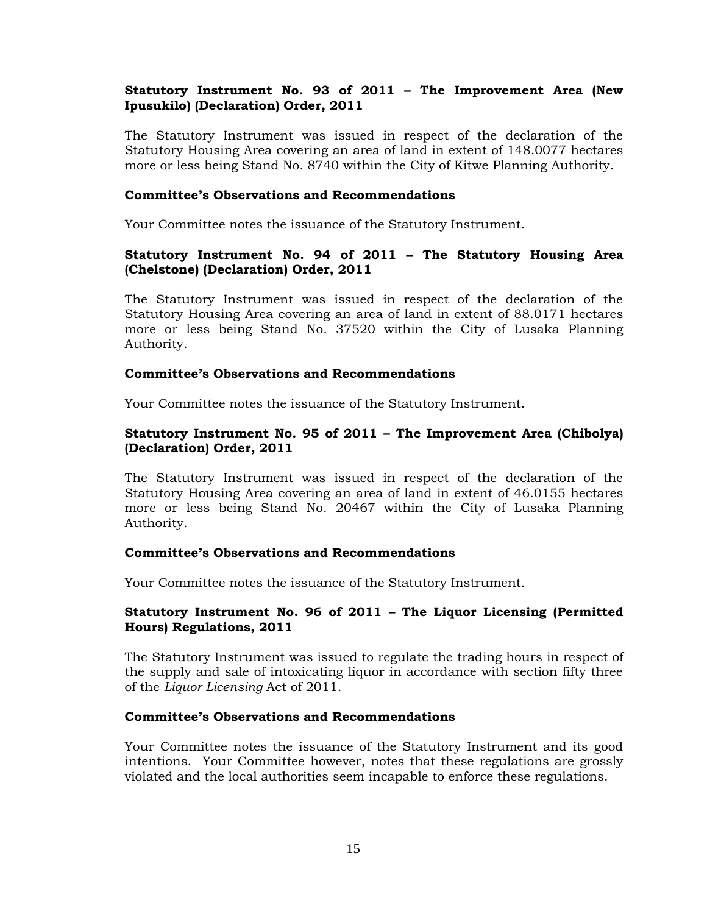**Statutory Instrument No. 93 of 2011 – The Improvement Area (New Ipusukilo) (Declaration) Order, 2011**

The Statutory Instrument was issued in respect of the declaration of the Statutory Housing Area covering an area of land in extent of 148.0077 hectares more or less being Stand No. 8740 within the City of Kitwe Planning Authority.

**Committee's Observations and Recommendations**

Your Committee notes the issuance of the Statutory Instrument.

**Statutory Instrument No. 94 of 2011 – The Statutory Housing Area (Chelstone) (Declaration) Order, 2011**

The Statutory Instrument was issued in respect of the declaration of the Statutory Housing Area covering an area of land in extent of 88.0171 hectares more or less being Stand No. 37520 within the City of Lusaka Planning Authority.

**Committee's Observations and Recommendations**

Your Committee notes the issuance of the Statutory Instrument.

**Statutory Instrument No. 95 of 2011 – The Improvement Area (Chibolya) (Declaration) Order, 2011**

The Statutory Instrument was issued in respect of the declaration of the Statutory Housing Area covering an area of land in extent of 46.0155 hectares more or less being Stand No. 20467 within the City of Lusaka Planning Authority.

**Committee's Observations and Recommendations**

Your Committee notes the issuance of the Statutory Instrument.

**Statutory Instrument No. 96 of 2011 – The Liquor Licensing (Permitted Hours) Regulations, 2011**

The Statutory Instrument was issued to regulate the trading hours in respect of the supply and sale of intoxicating liquor in accordance with section fifty three of the *Liquor Licensing* Act of 2011.

**Committee's Observations and Recommendations**

Your Committee notes the issuance of the Statutory Instrument and its good intentions. Your Committee however, notes that these regulations are grossly violated and the local authorities seem incapable to enforce these regulations.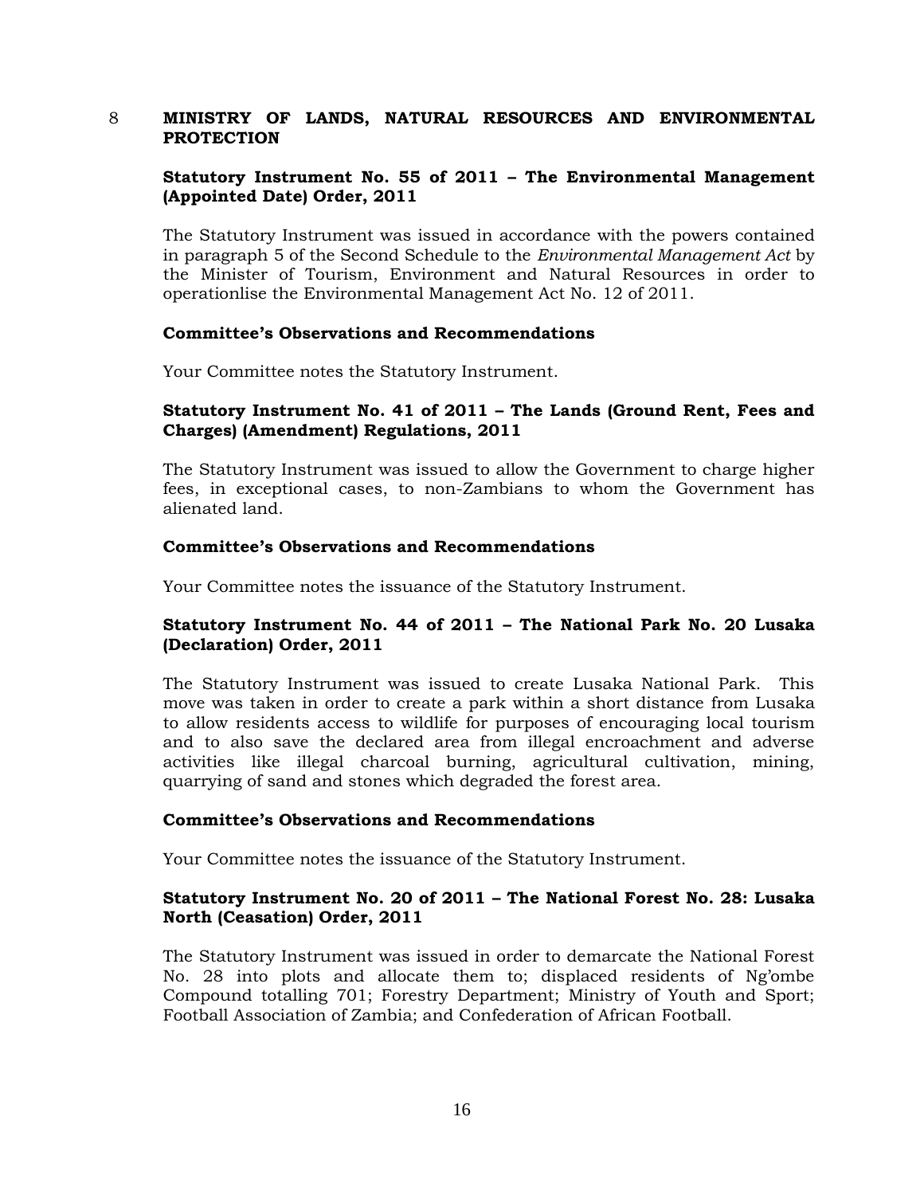## 8 MINISTRY OF LANDS, NATURAL RESOURCES AND ENVIRONMENTAL PROTECTION

**Statutory Instrument No. 55 of 2011 – The Environmental Management (Appointed Date) Order, 2011**

The Statutory Instrument was issued in accordance with the powers contained in paragraph 5 of the Second Schedule to the *Environmental Management Act* by the Minister of Tourism, Environment and Natural Resources in order to operationlise the Environmental Management Act No. 12 of 2011.

**Committee's Observations and Recommendations**

Your Committee notes the Statutory Instrument.

**Statutory Instrument No. 41 of 2011 – The Lands (Ground Rent, Fees and Charges) (Amendment) Regulations, 2011**

The Statutory Instrument was issued to allow the Government to charge higher fees, in exceptional cases, to non-Zambians to whom the Government has alienated land.

**Committee's Observations and Recommendations**

Your Committee notes the issuance of the Statutory Instrument.

**Statutory Instrument No. 44 of 2011 – The National Park No. 20 Lusaka (Declaration) Order, 2011**

The Statutory Instrument was issued to create Lusaka National Park. This move was taken in order to create a park within a short distance from Lusaka to allow residents access to wildlife for purposes of encouraging local tourism and to also save the declared area from illegal encroachment and adverse activities like illegal charcoal burning, agricultural cultivation, mining, quarrying of sand and stones which degraded the forest area.

**Committee's Observations and Recommendations**

Your Committee notes the issuance of the Statutory Instrument.

**Statutory Instrument No. 20 of 2011 – The National Forest No. 28: Lusaka North (Ceasation) Order, 2011**

The Statutory Instrument was issued in order to demarcate the National Forest No. 28 into plots and allocate them to; displaced residents of Ng'ombe Compound totalling 701; Forestry Department; Ministry of Youth and Sport; Football Association of Zambia; and Confederation of African Football.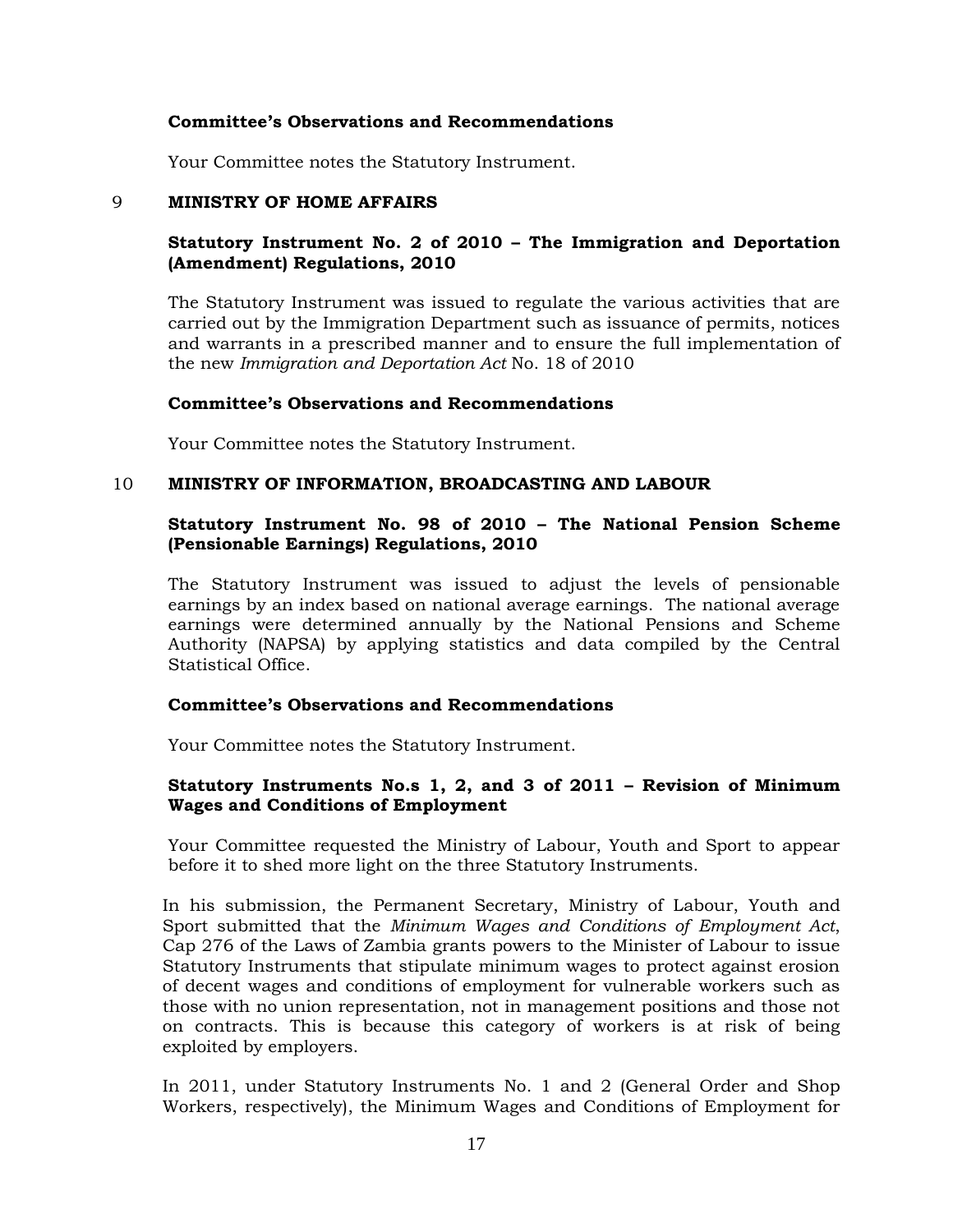**Committee's Observations and Recommendations**

Your Committee notes the Statutory Instrument.

## 9 MINISTRY OF HOME AFFAIRS

### Statutory Instrument No. 2 of 2010 – The Immigration and Deportation (Amendment) Regulations, 2010

The Statutory Instrument was issued to regulate the various activities that are carried out by the Immigration Department such as issuance of permits, notices and warrants in a prescribed manner and to ensure the full implementation of the new *Immigration and Deportation Act* No. 18 of 2010

**Committee's Observations and Recommendations**

Your Committee notes the Statutory Instrument.

## 10 MINISTRY OF INFORMATION, BROADCASTING AND LABOUR

### Statutory Instrument No. 98 of 2010 – The National Pension Scheme (Pensionable Earnings) Regulations, 2010

The Statutory Instrument was issued to adjust the levels of pensionable earnings by an index based on national average earnings. The national average earnings were determined annually by the National Pensions and Scheme Authority (NAPSA) by applying statistics and data compiled by the Central Statistical Office.

**Committee's Observations and Recommendations**

Your Committee notes the Statutory Instrument.

### Statutory Instruments No.s 1, 2, and 3 of 2011 – Revision of Minimum Wages and Conditions of Employment

Your Committee requested the Ministry of Labour, Youth and Sport to appear before it to shed more light on the three Statutory Instruments.

In his submission, the Permanent Secretary, Ministry of Labour, Youth and Sport submitted that the *Minimum Wages and Conditions of Employment Act*, Cap 276 of the Laws of Zambia grants powers to the Minister of Labour to issue Statutory Instruments that stipulate minimum wages to protect against erosion of decent wages and conditions of employment for vulnerable workers such as those with no union representation, not in management positions and those not on contracts. This is because this category of workers is at risk of being exploited by employers.

In 2011, under Statutory Instruments No. 1 and 2 (General Order and Shop Workers, respectively), the Minimum Wages and Conditions of Employment for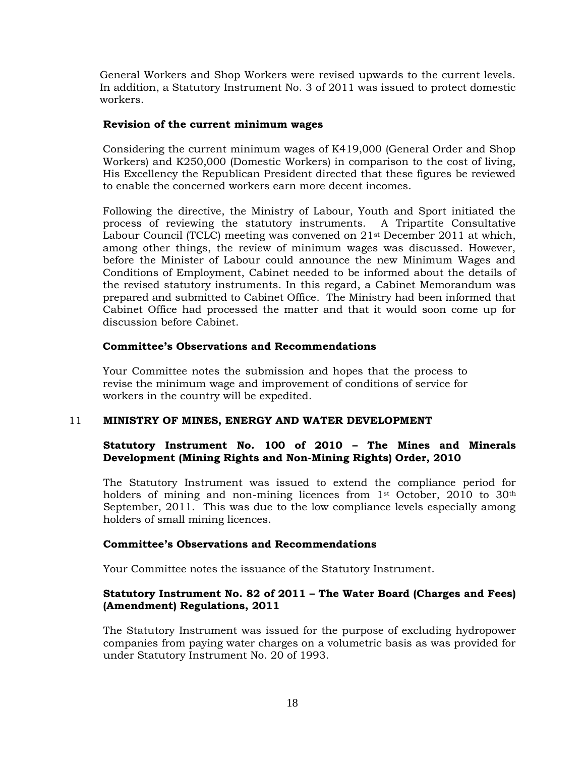General Workers and Shop Workers were revised upwards to the current levels. In addition, a Statutory Instrument No. 3 of 2011 was issued to protect domestic workers.

**Revision of the current minimum wages**

Considering the current minimum wages of K419,000 (General Order and Shop Workers) and K250,000 (Domestic Workers) in comparison to the cost of living, His Excellency the Republican President directed that these figures be reviewed to enable the concerned workers earn more decent incomes.

Following the directive, the Ministry of Labour, Youth and Sport initiated the process of reviewing the statutory instruments. A Tripartite Consultative Labour Council (TCLC) meeting was convened on 21st December 2011 at which, among other things, the review of minimum wages was discussed. However, before the Minister of Labour could announce the new Minimum Wages and Conditions of Employment, Cabinet needed to be informed about the details of the revised statutory instruments. In this regard, a Cabinet Memorandum was prepared and submitted to Cabinet Office. The Ministry had been informed that Cabinet Office had processed the matter and that it would soon come up for discussion before Cabinet.

**Committee's Observations and Recommendations**

Your Committee notes the submission and hopes that the process to revise the minimum wage and improvement of conditions of service for workers in the country will be expedited.

## 11 MINISTRY OF MINES, ENERGY AND WATER DEVELOPMENT

**Statutory Instrument No. 100 of 2010 – The Mines and Minerals Development (Mining Rights and Non-Mining Rights) Order, 2010**

The Statutory Instrument was issued to extend the compliance period for holders of mining and non-mining licences from 1st October, 2010 to 30th September, 2011. This was due to the low compliance levels especially among holders of small mining licences.

**Committee's Observations and Recommendations**

Your Committee notes the issuance of the Statutory Instrument.

**Statutory Instrument No. 82 of 2011 – The Water Board (Charges and Fees) (Amendment) Regulations, 2011**

The Statutory Instrument was issued for the purpose of excluding hydropower companies from paying water charges on a volumetric basis as was provided for under Statutory Instrument No. 20 of 1993.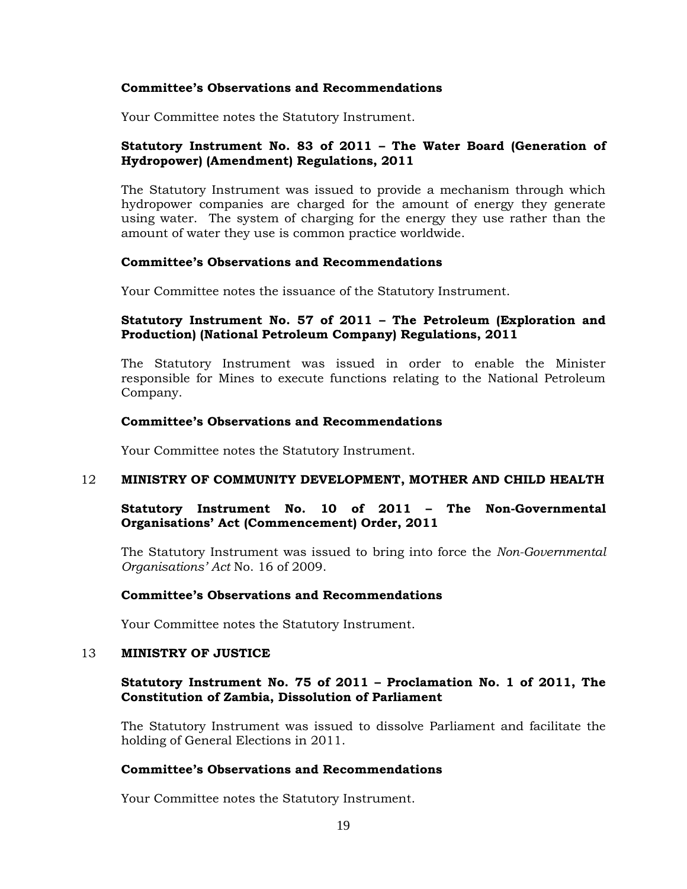**Committee's Observations and Recommendations**

Your Committee notes the Statutory Instrument.

**Statutory Instrument No. 83 of 2011 – The Water Board (Generation of Hydropower) (Amendment) Regulations, 2011**

The Statutory Instrument was issued to provide a mechanism through which hydropower companies are charged for the amount of energy they generate using water. The system of charging for the energy they use rather than the amount of water they use is common practice worldwide.

**Committee's Observations and Recommendations**

Your Committee notes the issuance of the Statutory Instrument.

**Statutory Instrument No. 57 of 2011 – The Petroleum (Exploration and Production) (National Petroleum Company) Regulations, 2011**

The Statutory Instrument was issued in order to enable the Minister responsible for Mines to execute functions relating to the National Petroleum Company.

**Committee's Observations and Recommendations**

Your Committee notes the Statutory Instrument.

## 12 MINISTRY OF COMMUNITY DEVELOPMENT, MOTHER AND CHILD HEALTH

**Statutory Instrument No. 10 of 2011 – The Non-Governmental Organisations' Act (Commencement) Order, 2011**

The Statutory Instrument was issued to bring into force the *Non-Governmental Organisations' Act* No. 16 of 2009.

**Committee's Observations and Recommendations**

Your Committee notes the Statutory Instrument.

## 13 MINISTRY OF JUSTICE

**Statutory Instrument No. 75 of 2011 – Proclamation No. 1 of 2011, The Constitution of Zambia, Dissolution of Parliament**

The Statutory Instrument was issued to dissolve Parliament and facilitate the holding of General Elections in 2011.

**Committee's Observations and Recommendations**

Your Committee notes the Statutory Instrument.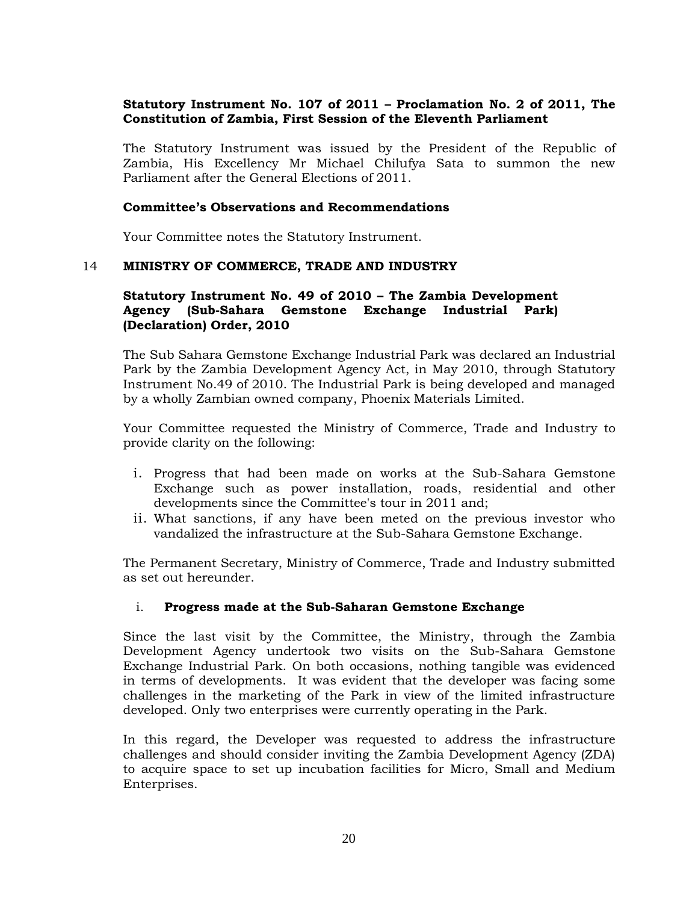**Statutory Instrument No. 107 of 2011 – Proclamation No. 2 of 2011, The Constitution of Zambia, First Session of the Eleventh Parliament**

The Statutory Instrument was issued by the President of the Republic of Zambia, His Excellency Mr Michael Chilufya Sata to summon the new Parliament after the General Elections of 2011.

**Committee's Observations and Recommendations**

Your Committee notes the Statutory Instrument.

## 14 MINISTRY OF COMMERCE, TRADE AND INDUSTRY

**Statutory Instrument No. 49 of 2010 – The Zambia Development Agency (Sub-Sahara Gemstone Exchange Industrial Park) (Declaration) Order, 2010**

The Sub Sahara Gemstone Exchange Industrial Park was declared an Industrial Park by the Zambia Development Agency Act, in May 2010, through Statutory Instrument No.49 of 2010. The Industrial Park is being developed and managed by a wholly Zambian owned company, Phoenix Materials Limited.

Your Committee requested the Ministry of Commerce, Trade and Industry to provide clarity on the following:

i. Progress that had been made on works at the Sub-Sahara Gemstone Exchange such as power installation, roads, residential and other developments since the Committee's tour in 2011 and;
ii. What sanctions, if any have been meted on the previous investor who vandalized the infrastructure at the Sub-Sahara Gemstone Exchange.

The Permanent Secretary, Ministry of Commerce, Trade and Industry submitted as set out hereunder.

i. **Progress made at the Sub-Saharan Gemstone Exchange**

Since the last visit by the Committee, the Ministry, through the Zambia Development Agency undertook two visits on the Sub-Sahara Gemstone Exchange Industrial Park. On both occasions, nothing tangible was evidenced in terms of developments. It was evident that the developer was facing some challenges in the marketing of the Park in view of the limited infrastructure developed. Only two enterprises were currently operating in the Park.

In this regard, the Developer was requested to address the infrastructure challenges and should consider inviting the Zambia Development Agency (ZDA) to acquire space to set up incubation facilities for Micro, Small and Medium Enterprises.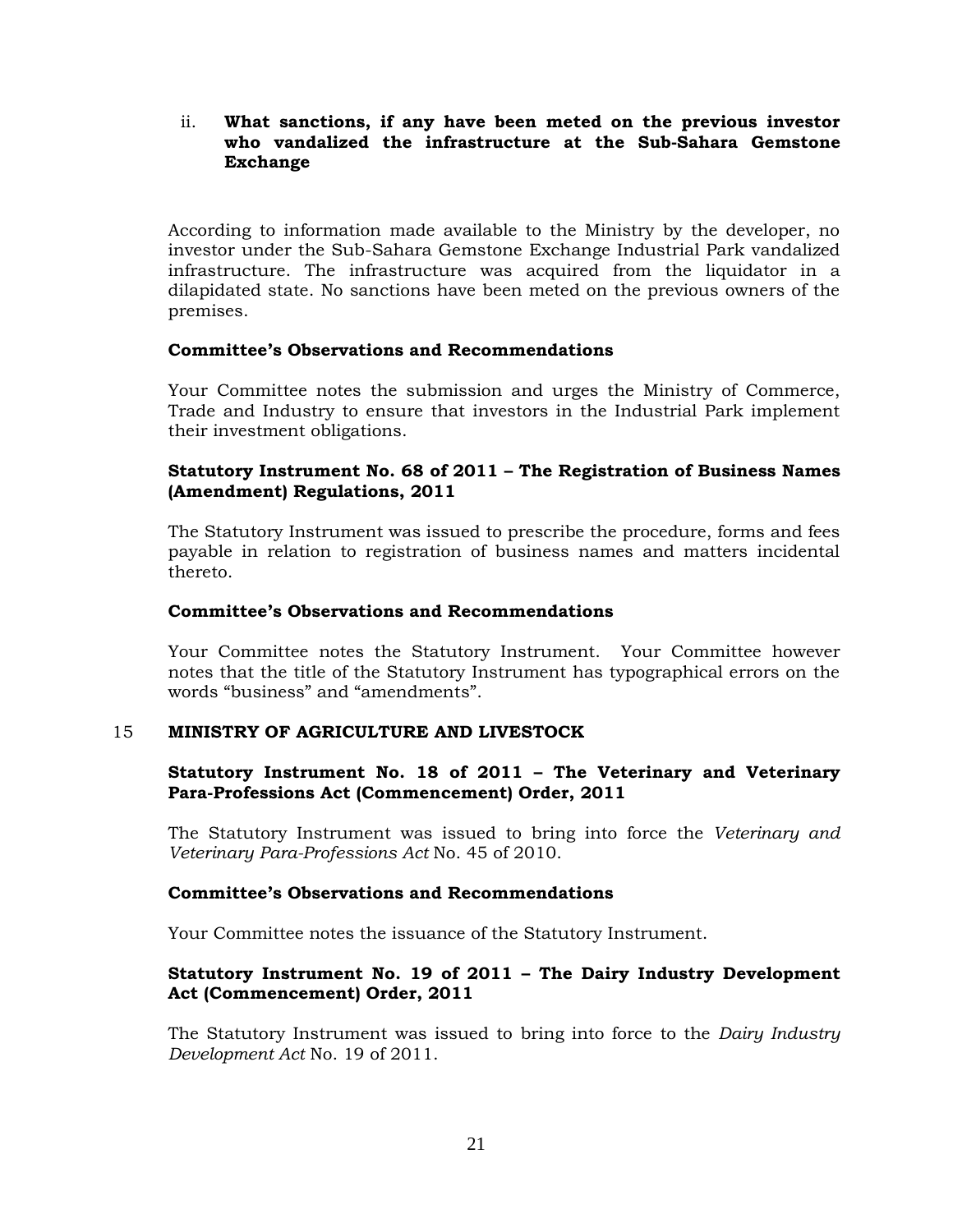ii. **What sanctions, if any have been meted on the previous investor who vandalized the infrastructure at the Sub-Sahara Gemstone Exchange**

According to information made available to the Ministry by the developer, no investor under the Sub-Sahara Gemstone Exchange Industrial Park vandalized infrastructure. The infrastructure was acquired from the liquidator in a dilapidated state. No sanctions have been meted on the previous owners of the premises.

**Committee's Observations and Recommendations**

Your Committee notes the submission and urges the Ministry of Commerce, Trade and Industry to ensure that investors in the Industrial Park implement their investment obligations.

**Statutory Instrument No. 68 of 2011 – The Registration of Business Names (Amendment) Regulations, 2011**

The Statutory Instrument was issued to prescribe the procedure, forms and fees payable in relation to registration of business names and matters incidental thereto.

**Committee's Observations and Recommendations**

Your Committee notes the Statutory Instrument. Your Committee however notes that the title of the Statutory Instrument has typographical errors on the words "business" and "amendments".

## 15 MINISTRY OF AGRICULTURE AND LIVESTOCK

**Statutory Instrument No. 18 of 2011 – The Veterinary and Veterinary Para-Professions Act (Commencement) Order, 2011**

The Statutory Instrument was issued to bring into force the *Veterinary and Veterinary Para-Professions Act* No. 45 of 2010.

**Committee's Observations and Recommendations**

Your Committee notes the issuance of the Statutory Instrument.

**Statutory Instrument No. 19 of 2011 – The Dairy Industry Development Act (Commencement) Order, 2011**

The Statutory Instrument was issued to bring into force to the *Dairy Industry Development Act* No. 19 of 2011.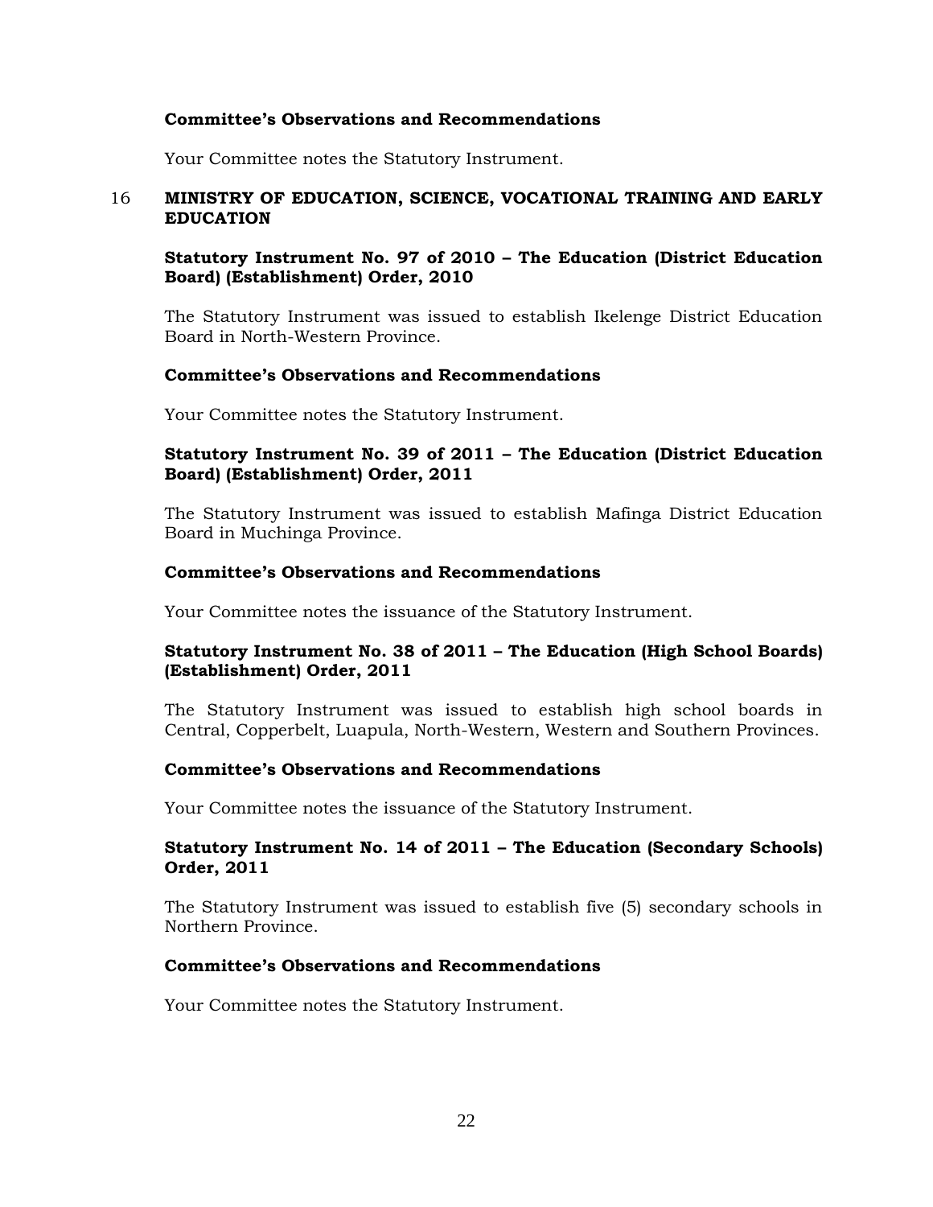**Committee's Observations and Recommendations**

Your Committee notes the Statutory Instrument.

## 16 MINISTRY OF EDUCATION, SCIENCE, VOCATIONAL TRAINING AND EARLY EDUCATION

**Statutory Instrument No. 97 of 2010 – The Education (District Education Board) (Establishment) Order, 2010**

The Statutory Instrument was issued to establish Ikelenge District Education Board in North-Western Province.

**Committee's Observations and Recommendations**

Your Committee notes the Statutory Instrument.

**Statutory Instrument No. 39 of 2011 – The Education (District Education Board) (Establishment) Order, 2011**

The Statutory Instrument was issued to establish Mafinga District Education Board in Muchinga Province.

**Committee's Observations and Recommendations**

Your Committee notes the issuance of the Statutory Instrument.

**Statutory Instrument No. 38 of 2011 – The Education (High School Boards) (Establishment) Order, 2011**

The Statutory Instrument was issued to establish high school boards in Central, Copperbelt, Luapula, North-Western, Western and Southern Provinces.

**Committee's Observations and Recommendations**

Your Committee notes the issuance of the Statutory Instrument.

**Statutory Instrument No. 14 of 2011 – The Education (Secondary Schools) Order, 2011**

The Statutory Instrument was issued to establish five (5) secondary schools in Northern Province.

**Committee's Observations and Recommendations**

Your Committee notes the Statutory Instrument.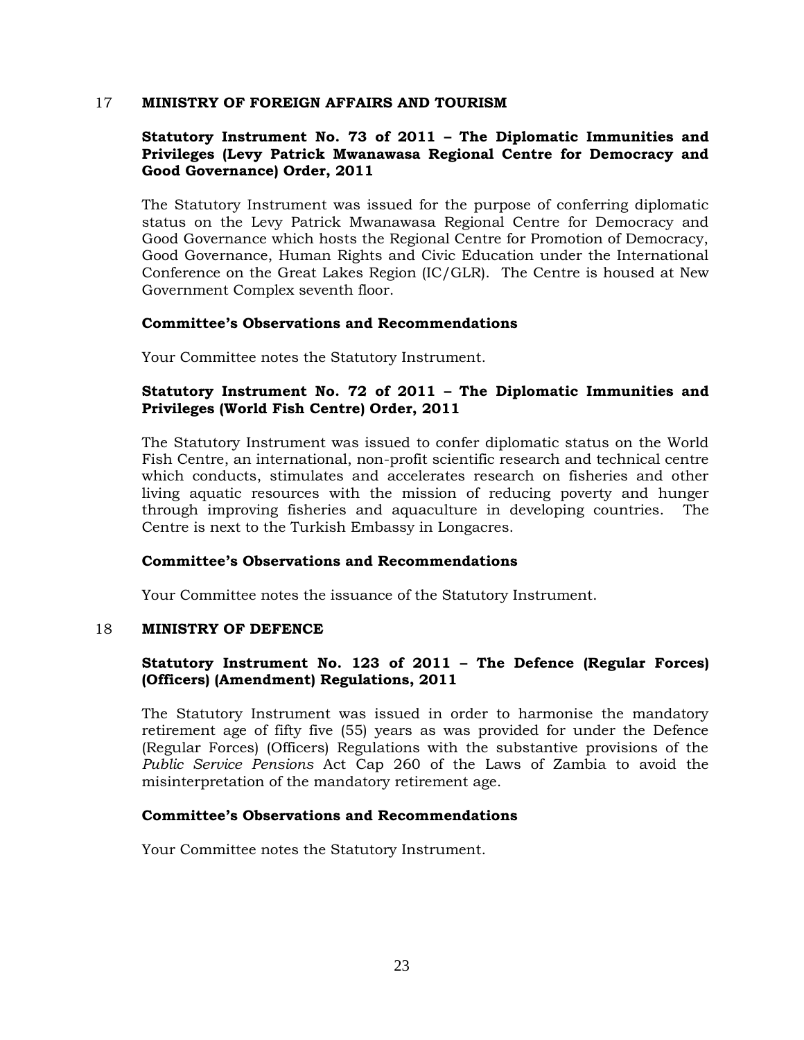## 17 MINISTRY OF FOREIGN AFFAIRS AND TOURISM

### Statutory Instrument No. 73 of 2011 – The Diplomatic Immunities and Privileges (Levy Patrick Mwanawasa Regional Centre for Democracy and Good Governance) Order, 2011

The Statutory Instrument was issued for the purpose of conferring diplomatic status on the Levy Patrick Mwanawasa Regional Centre for Democracy and Good Governance which hosts the Regional Centre for Promotion of Democracy, Good Governance, Human Rights and Civic Education under the International Conference on the Great Lakes Region (IC/GLR). The Centre is housed at New Government Complex seventh floor.

**Committee's Observations and Recommendations**

Your Committee notes the Statutory Instrument.

### Statutory Instrument No. 72 of 2011 – The Diplomatic Immunities and Privileges (World Fish Centre) Order, 2011

The Statutory Instrument was issued to confer diplomatic status on the World Fish Centre, an international, non-profit scientific research and technical centre which conducts, stimulates and accelerates research on fisheries and other living aquatic resources with the mission of reducing poverty and hunger through improving fisheries and aquaculture in developing countries. The Centre is next to the Turkish Embassy in Longacres.

**Committee's Observations and Recommendations**

Your Committee notes the issuance of the Statutory Instrument.

## 18 MINISTRY OF DEFENCE

### Statutory Instrument No. 123 of 2011 – The Defence (Regular Forces) (Officers) (Amendment) Regulations, 2011

The Statutory Instrument was issued in order to harmonise the mandatory retirement age of fifty five (55) years as was provided for under the Defence (Regular Forces) (Officers) Regulations with the substantive provisions of the *Public Service Pensions* Act Cap 260 of the Laws of Zambia to avoid the misinterpretation of the mandatory retirement age.

**Committee's Observations and Recommendations**

Your Committee notes the Statutory Instrument.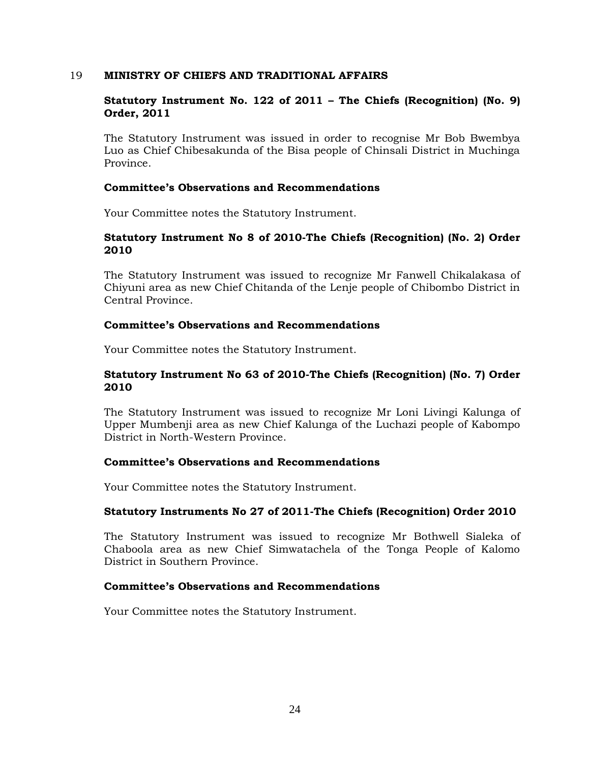## 19 MINISTRY OF CHIEFS AND TRADITIONAL AFFAIRS

### Statutory Instrument No. 122 of 2011 – The Chiefs (Recognition) (No. 9) Order, 2011

The Statutory Instrument was issued in order to recognise Mr Bob Bwembya Luo as Chief Chibesakunda of the Bisa people of Chinsali District in Muchinga Province.

**Committee's Observations and Recommendations**

Your Committee notes the Statutory Instrument.

### Statutory Instrument No 8 of 2010-The Chiefs (Recognition) (No. 2) Order 2010

The Statutory Instrument was issued to recognize Mr Fanwell Chikalakasa of Chiyuni area as new Chief Chitanda of the Lenje people of Chibombo District in Central Province.

**Committee's Observations and Recommendations**

Your Committee notes the Statutory Instrument.

### Statutory Instrument No 63 of 2010-The Chiefs (Recognition) (No. 7) Order 2010

The Statutory Instrument was issued to recognize Mr Loni Livingi Kalunga of Upper Mumbenji area as new Chief Kalunga of the Luchazi people of Kabompo District in North-Western Province.

**Committee's Observations and Recommendations**

Your Committee notes the Statutory Instrument.

### Statutory Instruments No 27 of 2011-The Chiefs (Recognition) Order 2010

The Statutory Instrument was issued to recognize Mr Bothwell Sialeka of Chaboola area as new Chief Simwatachela of the Tonga People of Kalomo District in Southern Province.

**Committee's Observations and Recommendations**

Your Committee notes the Statutory Instrument.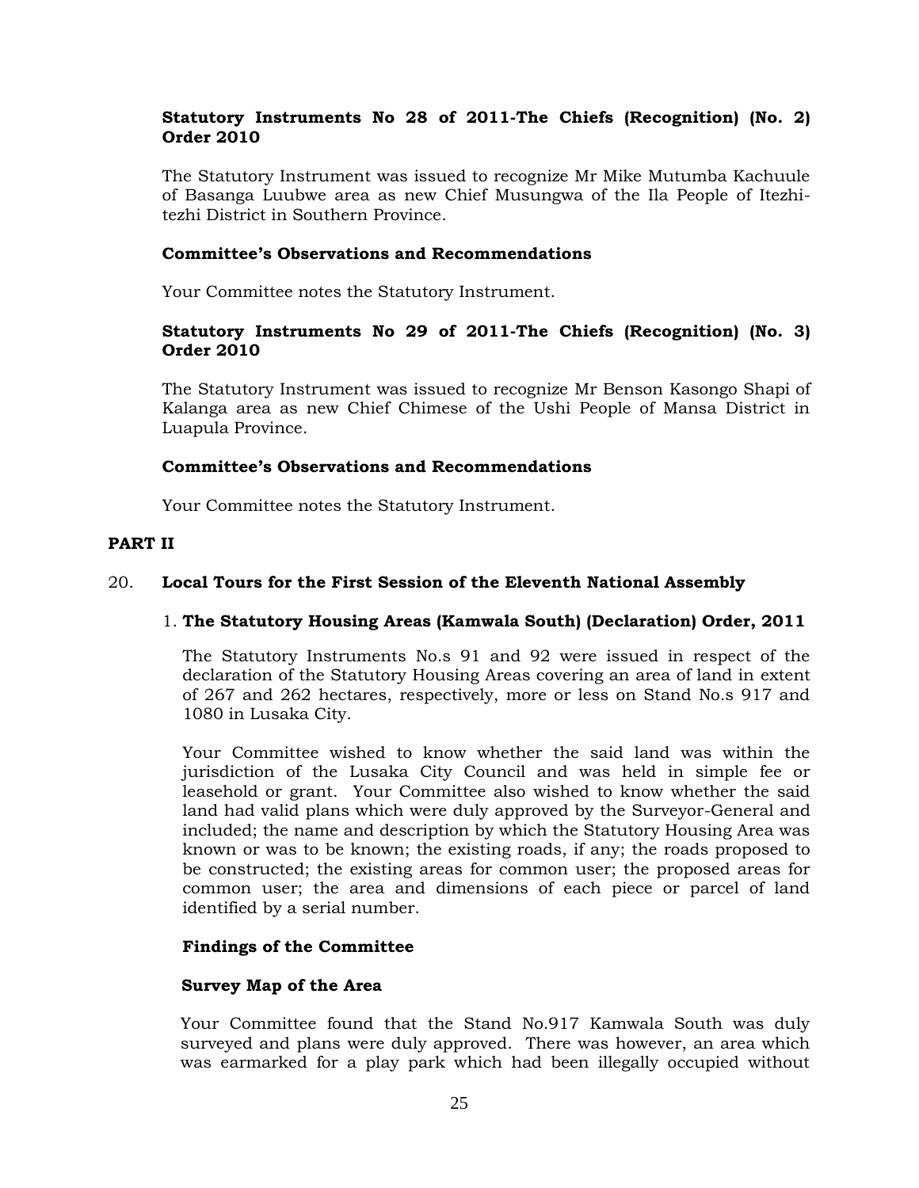**Statutory Instruments No 28 of 2011-The Chiefs (Recognition) (No. 2) Order 2010**

The Statutory Instrument was issued to recognize Mr Mike Mutumba Kachuule of Basanga Luubwe area as new Chief Musungwa of the Ila People of Itezhi-tezhi District in Southern Province.

**Committee's Observations and Recommendations**

Your Committee notes the Statutory Instrument.

**Statutory Instruments No 29 of 2011-The Chiefs (Recognition) (No. 3) Order 2010**

The Statutory Instrument was issued to recognize Mr Benson Kasongo Shapi of Kalanga area as new Chief Chimese of the Ushi People of Mansa District in Luapula Province.

**Committee's Observations and Recommendations**

Your Committee notes the Statutory Instrument.

## PART II

### 20. Local Tours for the First Session of the Eleventh National Assembly

#### 1. The Statutory Housing Areas (Kamwala South) (Declaration) Order, 2011

The Statutory Instruments No.s 91 and 92 were issued in respect of the declaration of the Statutory Housing Areas covering an area of land in extent of 267 and 262 hectares, respectively, more or less on Stand No.s 917 and 1080 in Lusaka City.

Your Committee wished to know whether the said land was within the jurisdiction of the Lusaka City Council and was held in simple fee or leasehold or grant. Your Committee also wished to know whether the said land had valid plans which were duly approved by the Surveyor-General and included; the name and description by which the Statutory Housing Area was known or was to be known; the existing roads, if any; the roads proposed to be constructed; the existing areas for common user; the proposed areas for common user; the area and dimensions of each piece or parcel of land identified by a serial number.

**Findings of the Committee**

**Survey Map of the Area**

Your Committee found that the Stand No.917 Kamwala South was duly surveyed and plans were duly approved. There was however, an area which was earmarked for a play park which had been illegally occupied without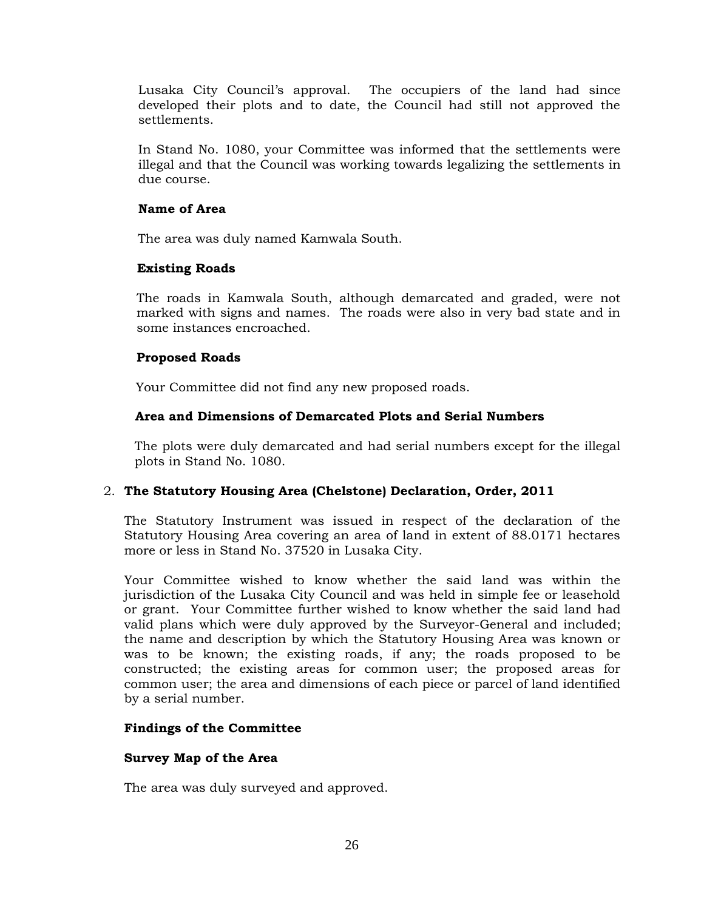Lusaka City Council's approval. The occupiers of the land had since developed their plots and to date, the Council had still not approved the settlements.

In Stand No. 1080, your Committee was informed that the settlements were illegal and that the Council was working towards legalizing the settlements in due course.

**Name of Area**

The area was duly named Kamwala South.

**Existing Roads**

The roads in Kamwala South, although demarcated and graded, were not marked with signs and names. The roads were also in very bad state and in some instances encroached.

**Proposed Roads**

Your Committee did not find any new proposed roads.

**Area and Dimensions of Demarcated Plots and Serial Numbers**

The plots were duly demarcated and had serial numbers except for the illegal plots in Stand No. 1080.

2. **The Statutory Housing Area (Chelstone) Declaration, Order, 2011**

The Statutory Instrument was issued in respect of the declaration of the Statutory Housing Area covering an area of land in extent of 88.0171 hectares more or less in Stand No. 37520 in Lusaka City.

Your Committee wished to know whether the said land was within the jurisdiction of the Lusaka City Council and was held in simple fee or leasehold or grant. Your Committee further wished to know whether the said land had valid plans which were duly approved by the Surveyor-General and included; the name and description by which the Statutory Housing Area was known or was to be known; the existing roads, if any; the roads proposed to be constructed; the existing areas for common user; the proposed areas for common user; the area and dimensions of each piece or parcel of land identified by a serial number.

**Findings of the Committee**

**Survey Map of the Area**

The area was duly surveyed and approved.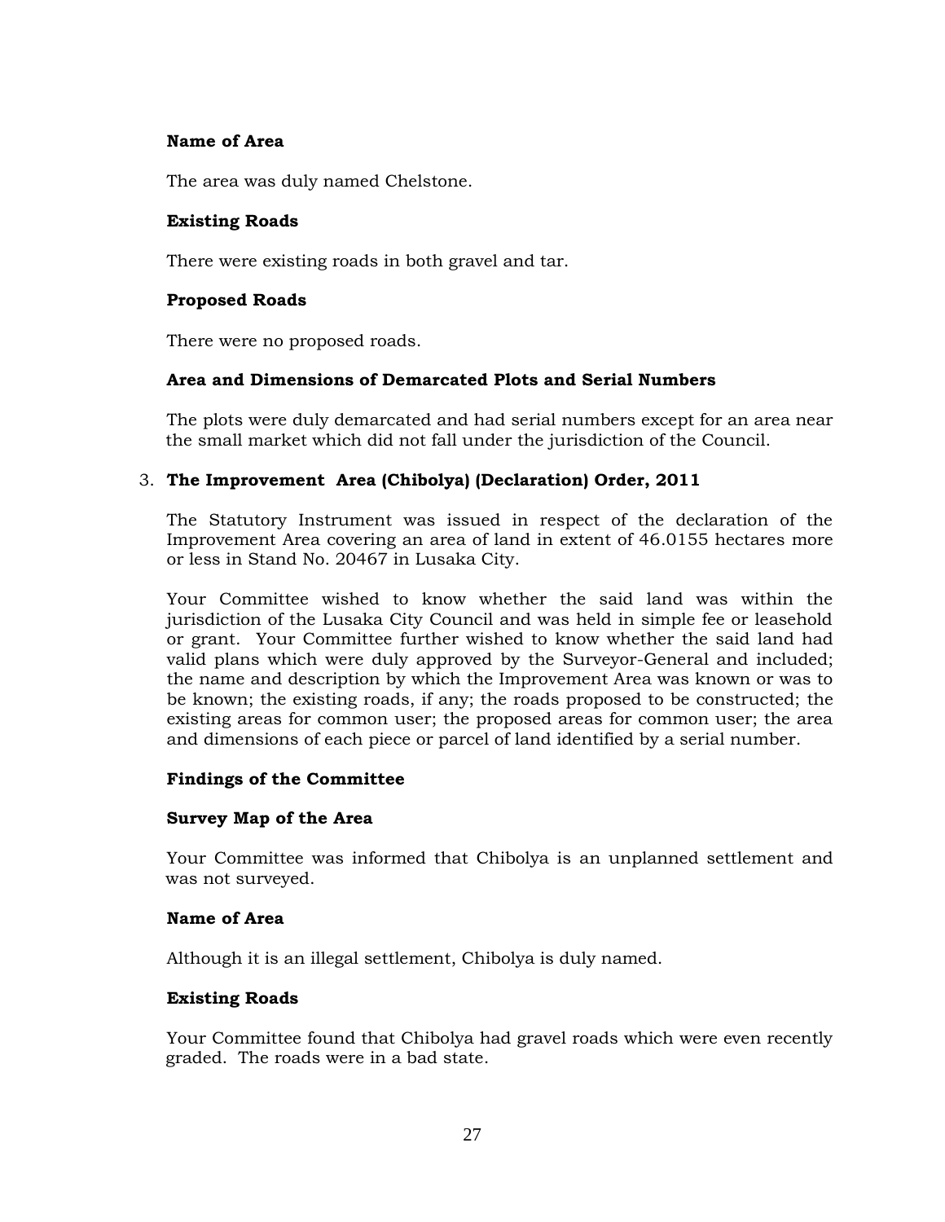**Name of Area**

The area was duly named Chelstone.

**Existing Roads**

There were existing roads in both gravel and tar.

**Proposed Roads**

There were no proposed roads.

**Area and Dimensions of Demarcated Plots and Serial Numbers**

The plots were duly demarcated and had serial numbers except for an area near the small market which did not fall under the jurisdiction of the Council.

3. **The Improvement Area (Chibolya) (Declaration) Order, 2011**

The Statutory Instrument was issued in respect of the declaration of the Improvement Area covering an area of land in extent of 46.0155 hectares more or less in Stand No. 20467 in Lusaka City.

Your Committee wished to know whether the said land was within the jurisdiction of the Lusaka City Council and was held in simple fee or leasehold or grant. Your Committee further wished to know whether the said land had valid plans which were duly approved by the Surveyor-General and included; the name and description by which the Improvement Area was known or was to be known; the existing roads, if any; the roads proposed to be constructed; the existing areas for common user; the proposed areas for common user; the area and dimensions of each piece or parcel of land identified by a serial number.

**Findings of the Committee**

**Survey Map of the Area**

Your Committee was informed that Chibolya is an unplanned settlement and was not surveyed.

**Name of Area**

Although it is an illegal settlement, Chibolya is duly named.

**Existing Roads**

Your Committee found that Chibolya had gravel roads which were even recently graded. The roads were in a bad state.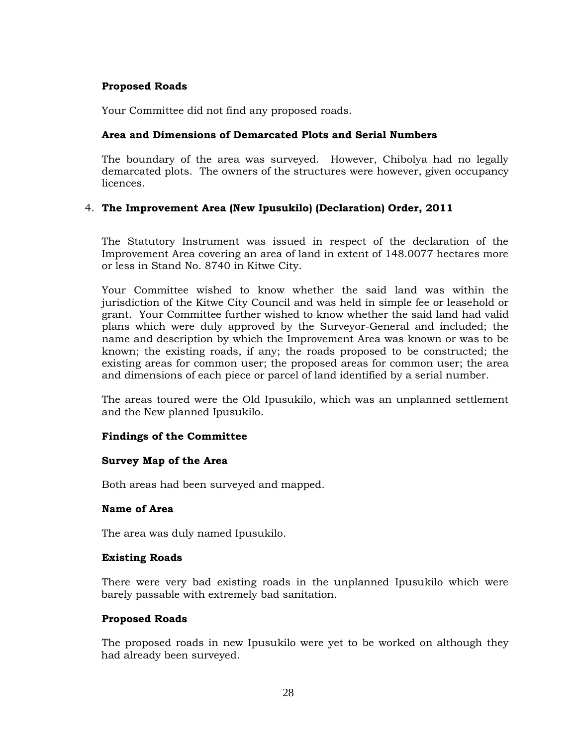**Proposed Roads**

Your Committee did not find any proposed roads.

**Area and Dimensions of Demarcated Plots and Serial Numbers**

The boundary of the area was surveyed. However, Chibolya had no legally demarcated plots. The owners of the structures were however, given occupancy licences.

4. **The Improvement Area (New Ipusukilo) (Declaration) Order, 2011**

The Statutory Instrument was issued in respect of the declaration of the Improvement Area covering an area of land in extent of 148.0077 hectares more or less in Stand No. 8740 in Kitwe City.

Your Committee wished to know whether the said land was within the jurisdiction of the Kitwe City Council and was held in simple fee or leasehold or grant. Your Committee further wished to know whether the said land had valid plans which were duly approved by the Surveyor-General and included; the name and description by which the Improvement Area was known or was to be known; the existing roads, if any; the roads proposed to be constructed; the existing areas for common user; the proposed areas for common user; the area and dimensions of each piece or parcel of land identified by a serial number.

The areas toured were the Old Ipusukilo, which was an unplanned settlement and the New planned Ipusukilo.

**Findings of the Committee**

**Survey Map of the Area**

Both areas had been surveyed and mapped.

**Name of Area**

The area was duly named Ipusukilo.

**Existing Roads**

There were very bad existing roads in the unplanned Ipusukilo which were barely passable with extremely bad sanitation.

**Proposed Roads**

The proposed roads in new Ipusukilo were yet to be worked on although they had already been surveyed.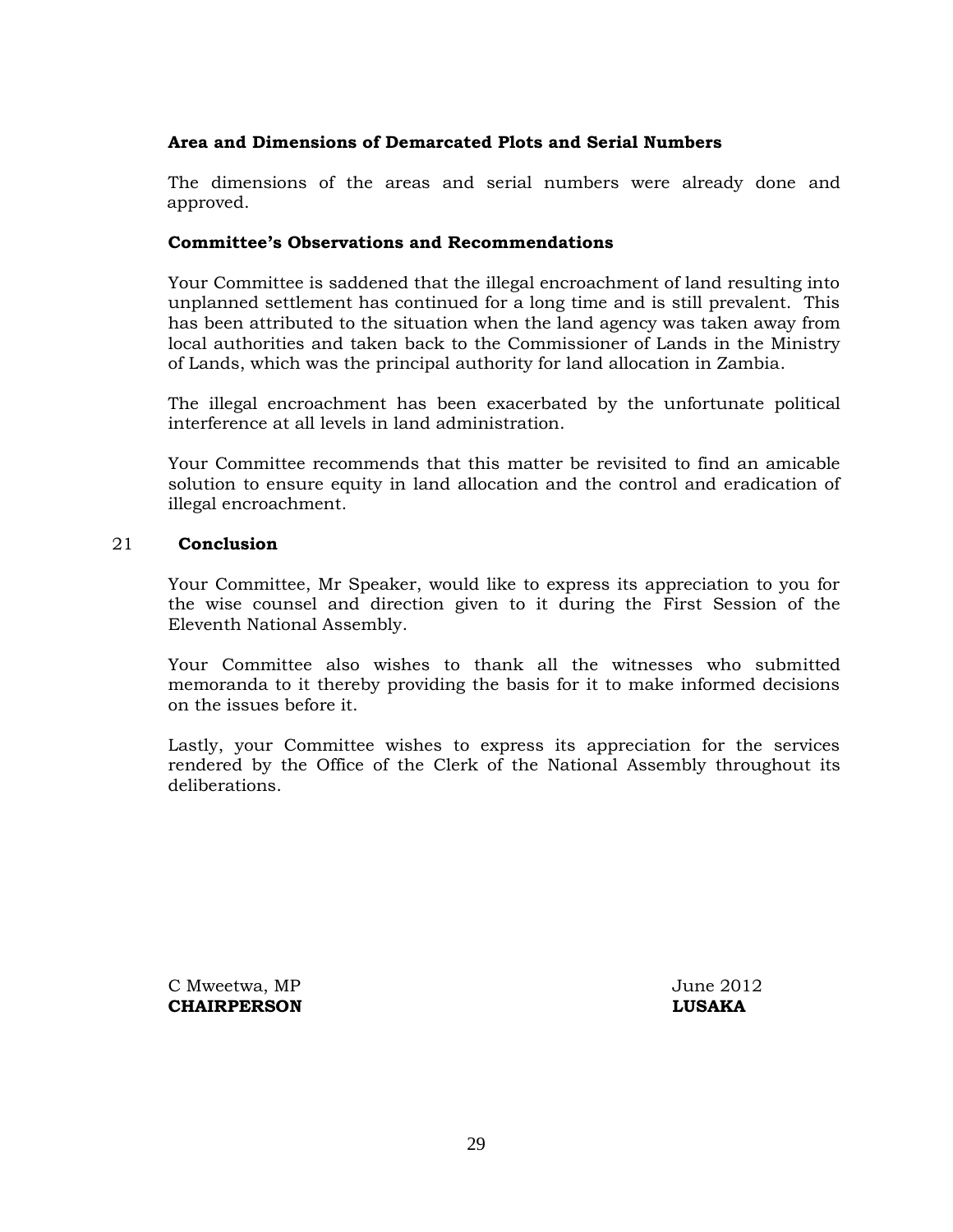**Area and Dimensions of Demarcated Plots and Serial Numbers**

The dimensions of the areas and serial numbers were already done and approved.

**Committee's Observations and Recommendations**

Your Committee is saddened that the illegal encroachment of land resulting into unplanned settlement has continued for a long time and is still prevalent. This has been attributed to the situation when the land agency was taken away from local authorities and taken back to the Commissioner of Lands in the Ministry of Lands, which was the principal authority for land allocation in Zambia.

The illegal encroachment has been exacerbated by the unfortunate political interference at all levels in land administration.

Your Committee recommends that this matter be revisited to find an amicable solution to ensure equity in land allocation and the control and eradication of illegal encroachment.

## 21 Conclusion

Your Committee, Mr Speaker, would like to express its appreciation to you for the wise counsel and direction given to it during the First Session of the Eleventh National Assembly.

Your Committee also wishes to thank all the witnesses who submitted memoranda to it thereby providing the basis for it to make informed decisions on the issues before it.

Lastly, your Committee wishes to express its appreciation for the services rendered by the Office of the Clerk of the National Assembly throughout its deliberations.

C Mweetwa, MP
**CHAIRPERSON**

June 2012
**LUSAKA**